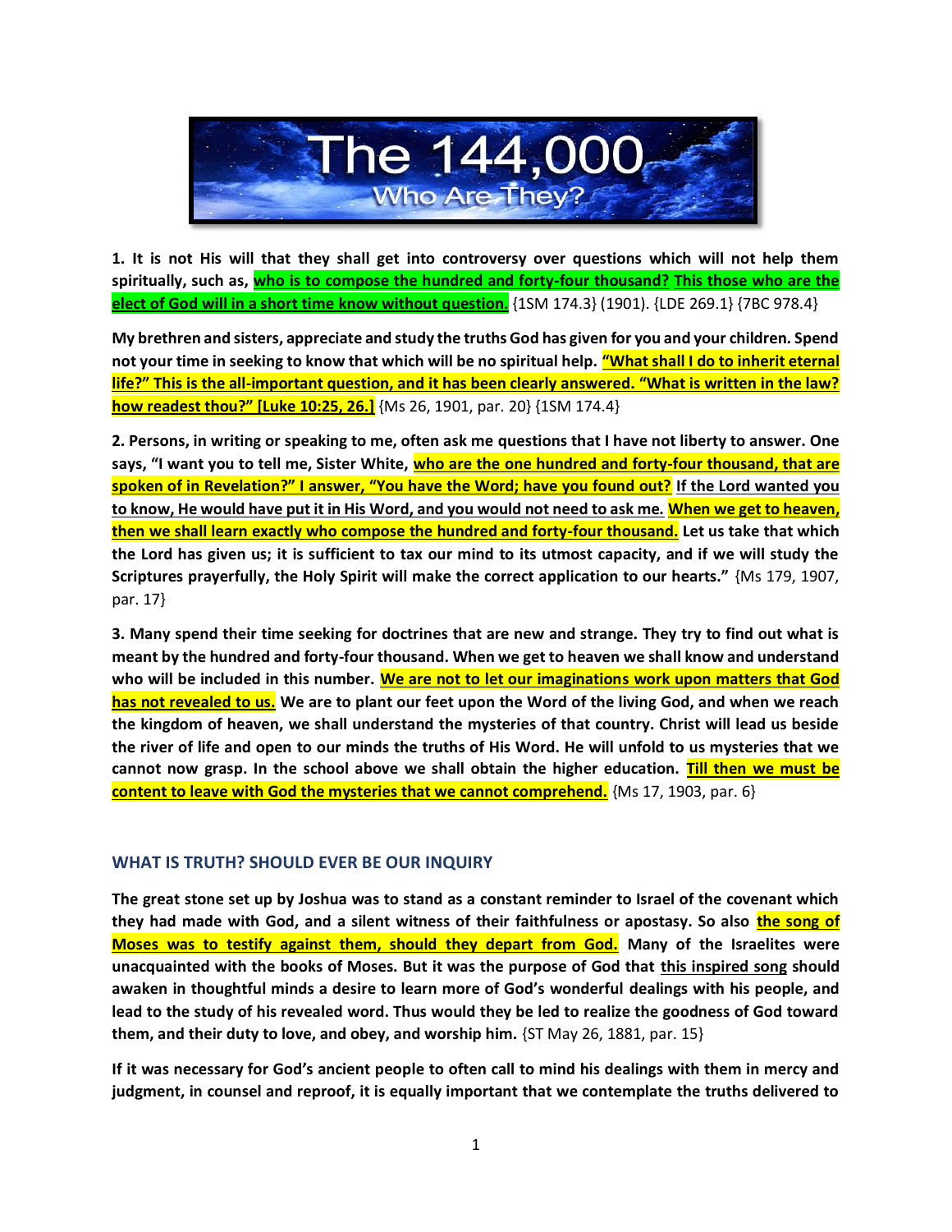# The 144,000

## Who Are They?

**1. It is not His will that they shall get into controversy over questions which will not help them spiritually, such as, who is to compose the hundred and forty-four thousand? This those who are the elect of God will in a short time know without question.** {1SM 174.3} (1901). {LDE 269.1} {7BC 978.4}

**My brethren and sisters, appreciate and study the truths God has given for you and your children. Spend not your time in seeking to know that which will be no spiritual help. "What shall I do to inherit eternal life?" This is the all-important question, and it has been clearly answered. "What is written in the law? how readest thou?" [Luke 10:25, 26.]** {Ms 26, 1901, par. 20} {1SM 174.4}

**2. Persons, in writing or speaking to me, often ask me questions that I have not liberty to answer. One says, "I want you to tell me, Sister White, who are the one hundred and forty-four thousand, that are spoken of in Revelation?" I answer, "You have the Word; have you found out? If the Lord wanted you to know, He would have put it in His Word, and you would not need to ask me. When we get to heaven, then we shall learn exactly who compose the hundred and forty-four thousand. Let us take that which the Lord has given us; it is sufficient to tax our mind to its utmost capacity, and if we will study the Scriptures prayerfully, the Holy Spirit will make the correct application to our hearts."** {Ms 179, 1907, par. 17}

**3. Many spend their time seeking for doctrines that are new and strange. They try to find out what is meant by the hundred and forty-four thousand. When we get to heaven we shall know and understand who will be included in this number. We are not to let our imaginations work upon matters that God has not revealed to us. We are to plant our feet upon the Word of the living God, and when we reach the kingdom of heaven, we shall understand the mysteries of that country. Christ will lead us beside the river of life and open to our minds the truths of His Word. He will unfold to us mysteries that we cannot now grasp. In the school above we shall obtain the higher education. Till then we must be content to leave with God the mysteries that we cannot comprehend.** {Ms 17, 1903, par. 6}

### WHAT IS TRUTH? SHOULD EVER BE OUR INQUIRY

**The great stone set up by Joshua was to stand as a constant reminder to Israel of the covenant which they had made with God, and a silent witness of their faithfulness or apostasy. So also the song of Moses was to testify against them, should they depart from God. Many of the Israelites were unacquainted with the books of Moses. But it was the purpose of God that this inspired song should awaken in thoughtful minds a desire to learn more of God's wonderful dealings with his people, and lead to the study of his revealed word. Thus would they be led to realize the goodness of God toward them, and their duty to love, and obey, and worship him.** {ST May 26, 1881, par. 15}

**If it was necessary for God's ancient people to often call to mind his dealings with them in mercy and judgment, in counsel and reproof, it is equally important that we contemplate the truths delivered to**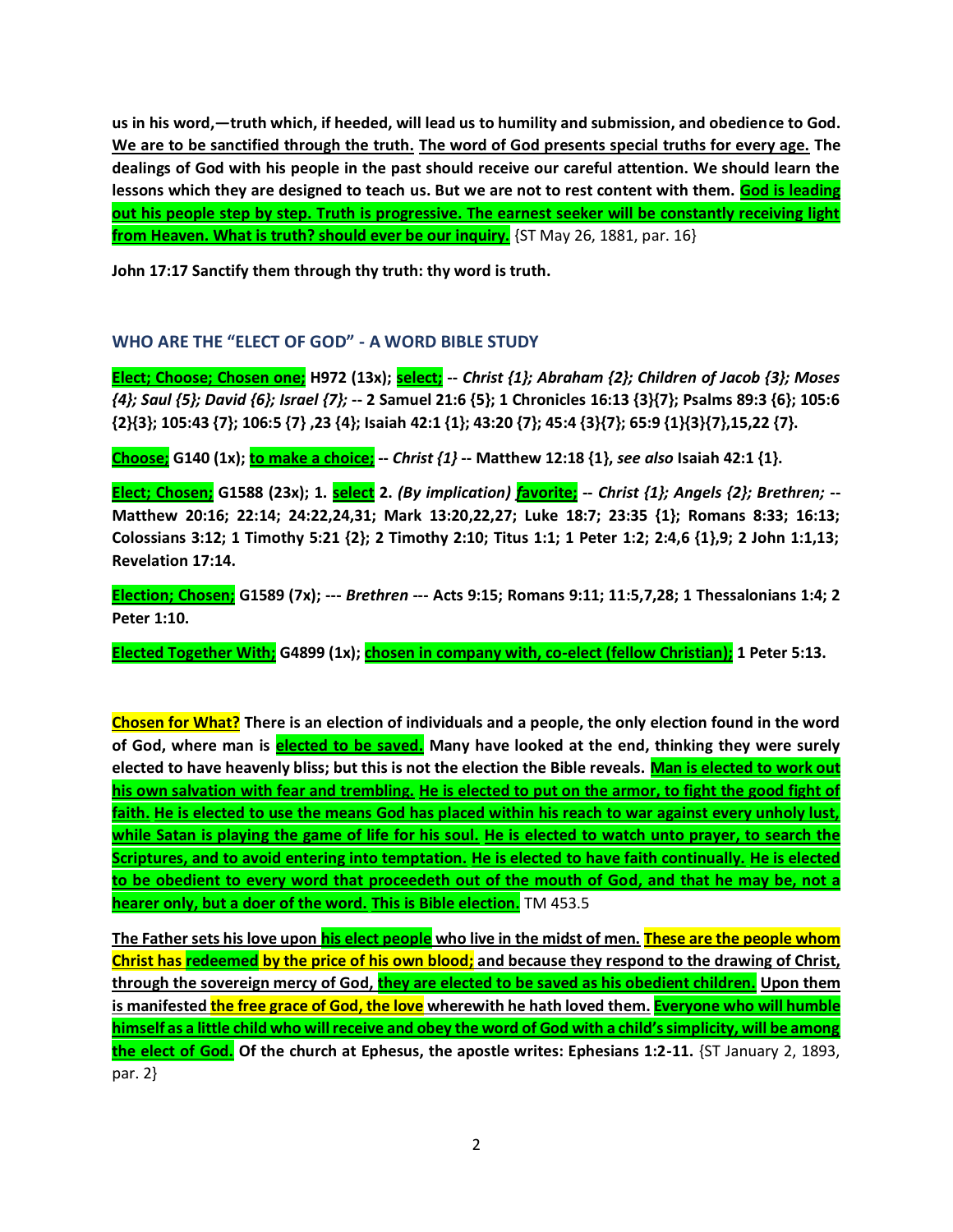**us in his word,—truth which, if heeded, will lead us to humility and submission, and obedience to God. We are to be sanctified through the truth. The word of God presents special truths for every age. The dealings of God with his people in the past should receive our careful attention. We should learn the lessons which they are designed to teach us. But we are not to rest content with them. God is leading out his people step by step. Truth is progressive. The earnest seeker will be constantly receiving light from Heaven. What is truth? should ever be our inquiry.** {ST May 26, 1881, par. 16}

**John 17:17 Sanctify them through thy truth: thy word is truth.**

## WHO ARE THE "ELECT OF GOD" - A WORD BIBLE STUDY

**Elect; Choose; Chosen one; H972 (13x); select; --** ***Christ {1}; Abraham {2}; Children of Jacob {3}; Moses {4}; Saul {5}; David {6}; Israel {7};*** **-- 2 Samuel 21:6 {5}; 1 Chronicles 16:13 {3}{7}; Psalms 89:3 {6}; 105:6 {2}{3}; 105:43 {7}; 106:5 {7} ,23 {4}; Isaiah 42:1 {1}; 43:20 {7}; 45:4 {3}{7}; 65:9 {1}{3}{7},15,22 {7}.**

**Choose; G140 (1x); to make a choice; --** ***Christ {1}*** **-- Matthew 12:18 {1},** ***see also*** **Isaiah 42:1 {1}.**

**Elect; Chosen; G1588 (23x); 1. select 2.** ***(By implication) favorite; --*** ***Christ {1}; Angels {2}; Brethren;*** **-- Matthew 20:16; 22:14; 24:22,24,31; Mark 13:20,22,27; Luke 18:7; 23:35 {1}; Romans 8:33; 16:13; Colossians 3:12; 1 Timothy 5:21 {2}; 2 Timothy 2:10; Titus 1:1; 1 Peter 1:2; 2:4,6 {1},9; 2 John 1:1,13; Revelation 17:14.**

**Election; Chosen; G1589 (7x); ---** ***Brethren*** **--- Acts 9:15; Romans 9:11; 11:5,7,28; 1 Thessalonians 1:4; 2 Peter 1:10.**

**Elected Together With; G4899 (1x); chosen in company with, co-elect (fellow Christian); 1 Peter 5:13.**

**Chosen for What? There is an election of individuals and a people, the only election found in the word of God, where man is elected to be saved. Many have looked at the end, thinking they were surely elected to have heavenly bliss; but this is not the election the Bible reveals. Man is elected to work out his own salvation with fear and trembling. He is elected to put on the armor, to fight the good fight of faith. He is elected to use the means God has placed within his reach to war against every unholy lust, while Satan is playing the game of life for his soul. He is elected to watch unto prayer, to search the Scriptures, and to avoid entering into temptation. He is elected to have faith continually. He is elected to be obedient to every word that proceedeth out of the mouth of God, and that he may be, not a hearer only, but a doer of the word. This is Bible election.** TM 453.5

**The Father sets his love upon his elect people who live in the midst of men. These are the people whom Christ has redeemed by the price of his own blood; and because they respond to the drawing of Christ, through the sovereign mercy of God, they are elected to be saved as his obedient children. Upon them is manifested the free grace of God, the love wherewith he hath loved them. Everyone who will humble himself as a little child who will receive and obey the word of God with a child's simplicity, will be among the elect of God. Of the church at Ephesus, the apostle writes: Ephesians 1:2-11.** {ST January 2, 1893, par. 2}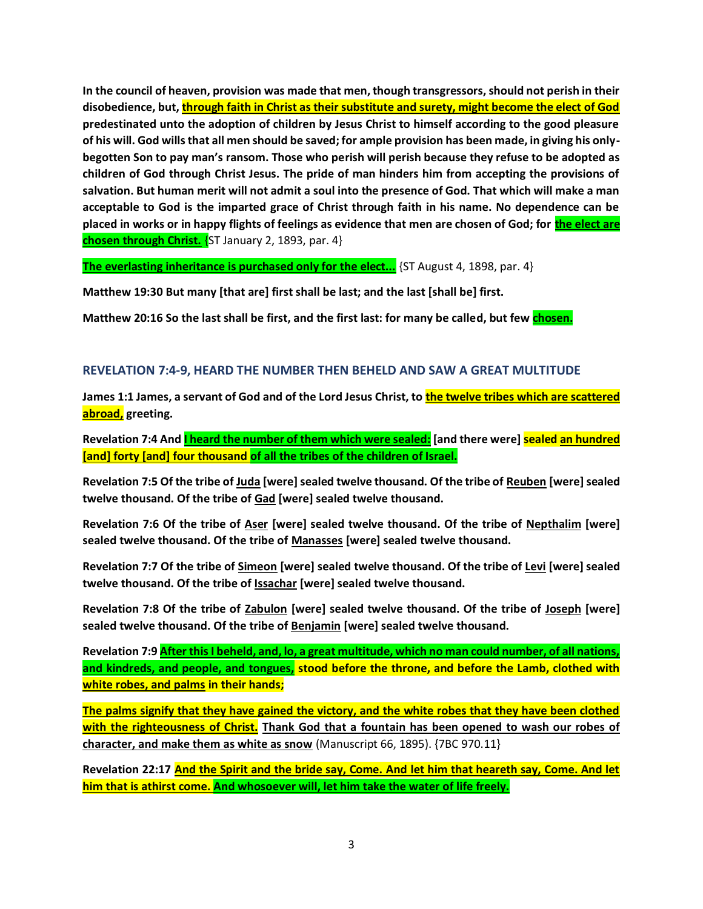**In the council of heaven, provision was made that men, though transgressors, should not perish in their disobedience, but, through faith in Christ as their substitute and surety, might become the elect of God predestinated unto the adoption of children by Jesus Christ to himself according to the good pleasure of his will. God wills that all men should be saved; for ample provision has been made, in giving his only-begotten Son to pay man's ransom. Those who perish will perish because they refuse to be adopted as children of God through Christ Jesus. The pride of man hinders him from accepting the provisions of salvation. But human merit will not admit a soul into the presence of God. That which will make a man acceptable to God is the imparted grace of Christ through faith in his name. No dependence can be placed in works or in happy flights of feelings as evidence that men are chosen of God; for the elect are chosen through Christ.** {ST January 2, 1893, par. 4}

**The everlasting inheritance is purchased only for the elect...** {ST August 4, 1898, par. 4}

**Matthew 19:30 But many [that are] first shall be last; and the last [shall be] first.**

**Matthew 20:16 So the last shall be first, and the first last: for many be called, but few chosen.**

## REVELATION 7:4-9, HEARD THE NUMBER THEN BEHELD AND SAW A GREAT MULTITUDE

**James 1:1 James, a servant of God and of the Lord Jesus Christ, to the twelve tribes which are scattered abroad, greeting.**

**Revelation 7:4 And I heard the number of them which were sealed: [and there were] sealed an hundred [and] forty [and] four thousand of all the tribes of the children of Israel.**

**Revelation 7:5 Of the tribe of Juda [were] sealed twelve thousand. Of the tribe of Reuben [were] sealed twelve thousand. Of the tribe of Gad [were] sealed twelve thousand.**

**Revelation 7:6 Of the tribe of Aser [were] sealed twelve thousand. Of the tribe of Nepthalim [were] sealed twelve thousand. Of the tribe of Manasses [were] sealed twelve thousand.**

**Revelation 7:7 Of the tribe of Simeon [were] sealed twelve thousand. Of the tribe of Levi [were] sealed twelve thousand. Of the tribe of Issachar [were] sealed twelve thousand.**

**Revelation 7:8 Of the tribe of Zabulon [were] sealed twelve thousand. Of the tribe of Joseph [were] sealed twelve thousand. Of the tribe of Benjamin [were] sealed twelve thousand.**

**Revelation 7:9 After this I beheld, and, lo, a great multitude, which no man could number, of all nations, and kindreds, and people, and tongues, stood before the throne, and before the Lamb, clothed with white robes, and palms in their hands;**

**The palms signify that they have gained the victory, and the white robes that they have been clothed with the righteousness of Christ. Thank God that a fountain has been opened to wash our robes of character, and make them as white as snow** (Manuscript 66, 1895). {7BC 970.11}

**Revelation 22:17 And the Spirit and the bride say, Come. And let him that heareth say, Come. And let him that is athirst come. And whosoever will, let him take the water of life freely.**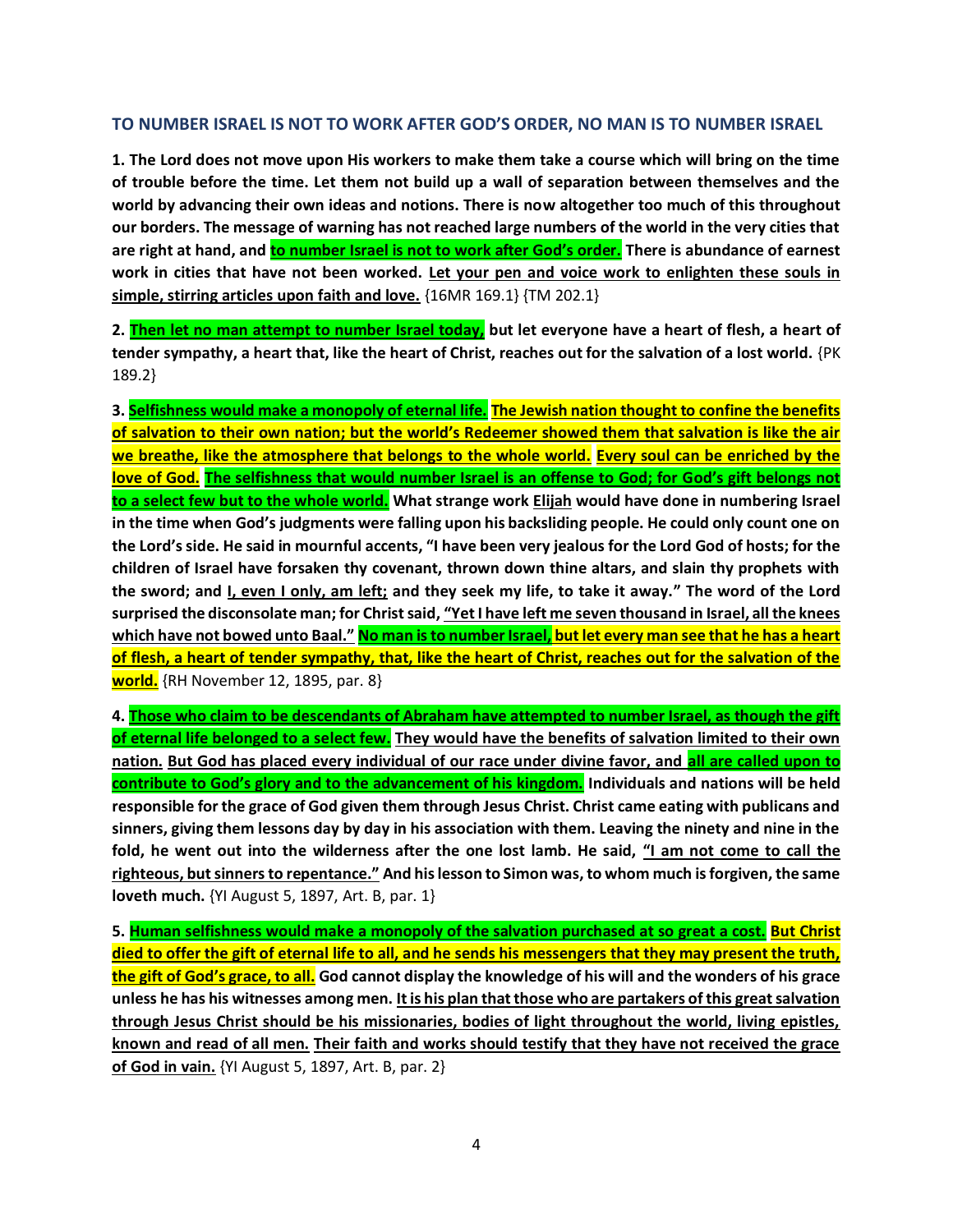### TO NUMBER ISRAEL IS NOT TO WORK AFTER GOD'S ORDER, NO MAN IS TO NUMBER ISRAEL

**1. The Lord does not move upon His workers to make them take a course which will bring on the time of trouble before the time. Let them not build up a wall of separation between themselves and the world by advancing their own ideas and notions. There is now altogether too much of this throughout our borders. The message of warning has not reached large numbers of the world in the very cities that are right at hand, and to number Israel is not to work after God's order. There is abundance of earnest work in cities that have not been worked. Let your pen and voice work to enlighten these souls in simple, stirring articles upon faith and love.** {16MR 169.1} {TM 202.1}

**2. Then let no man attempt to number Israel today, but let everyone have a heart of flesh, a heart of tender sympathy, a heart that, like the heart of Christ, reaches out for the salvation of a lost world.** {PK 189.2}

**3. Selfishness would make a monopoly of eternal life. The Jewish nation thought to confine the benefits of salvation to their own nation; but the world's Redeemer showed them that salvation is like the air we breathe, like the atmosphere that belongs to the whole world. Every soul can be enriched by the love of God. The selfishness that would number Israel is an offense to God; for God's gift belongs not to a select few but to the whole world. What strange work Elijah would have done in numbering Israel in the time when God's judgments were falling upon his backsliding people. He could only count one on the Lord's side. He said in mournful accents, "I have been very jealous for the Lord God of hosts; for the children of Israel have forsaken thy covenant, thrown down thine altars, and slain thy prophets with the sword; and I, even I only, am left; and they seek my life, to take it away." The word of the Lord surprised the disconsolate man; for Christ said, "Yet I have left me seven thousand in Israel, all the knees which have not bowed unto Baal." No man is to number Israel, but let every man see that he has a heart of flesh, a heart of tender sympathy, that, like the heart of Christ, reaches out for the salvation of the world.** {RH November 12, 1895, par. 8}

**4. Those who claim to be descendants of Abraham have attempted to number Israel, as though the gift of eternal life belonged to a select few. They would have the benefits of salvation limited to their own nation. But God has placed every individual of our race under divine favor, and all are called upon to contribute to God's glory and to the advancement of his kingdom. Individuals and nations will be held responsible for the grace of God given them through Jesus Christ. Christ came eating with publicans and sinners, giving them lessons day by day in his association with them. Leaving the ninety and nine in the fold, he went out into the wilderness after the one lost lamb. He said, "I am not come to call the righteous, but sinners to repentance." And his lesson to Simon was, to whom much is forgiven, the same loveth much.** {YI August 5, 1897, Art. B, par. 1}

**5. Human selfishness would make a monopoly of the salvation purchased at so great a cost. But Christ died to offer the gift of eternal life to all, and he sends his messengers that they may present the truth, the gift of God's grace, to all. God cannot display the knowledge of his will and the wonders of his grace unless he has his witnesses among men. It is his plan that those who are partakers of this great salvation through Jesus Christ should be his missionaries, bodies of light throughout the world, living epistles, known and read of all men. Their faith and works should testify that they have not received the grace of God in vain.** {YI August 5, 1897, Art. B, par. 2}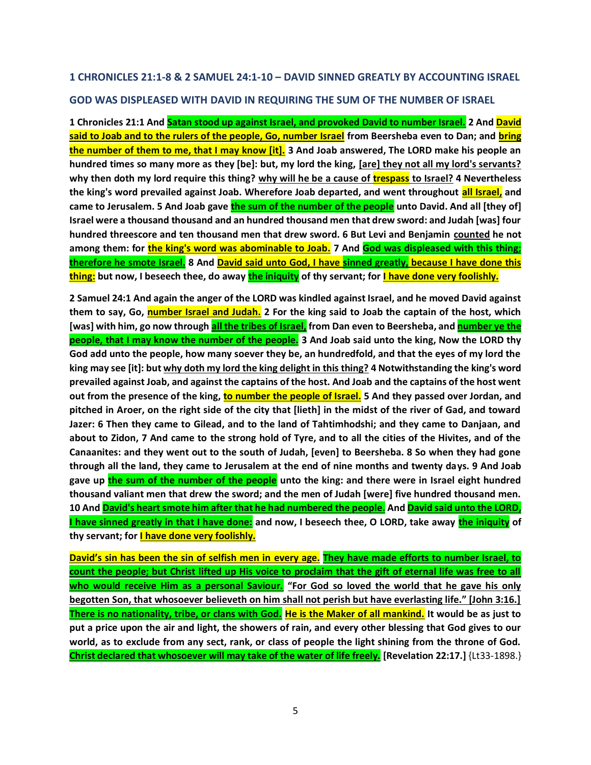## 1 CHRONICLES 21:1-8 & 2 SAMUEL 24:1-10 – DAVID SINNED GREATLY BY ACCOUNTING ISRAEL

## GOD WAS DISPLEASED WITH DAVID IN REQUIRING THE SUM OF THE NUMBER OF ISRAEL

**1 Chronicles 21:1 And Satan stood up against Israel, and provoked David to number Israel. 2 And David said to Joab and to the rulers of the people, Go, number Israel from Beersheba even to Dan; and bring the number of them to me, that I may know [it]. 3 And Joab answered, The LORD make his people an hundred times so many more as they [be]: but, my lord the king, [are] they not all my lord's servants? why then doth my lord require this thing? why will he be a cause of trespass to Israel? 4 Nevertheless the king's word prevailed against Joab. Wherefore Joab departed, and went throughout all Israel, and came to Jerusalem. 5 And Joab gave the sum of the number of the people unto David. And all [they of] Israel were a thousand thousand and an hundred thousand men that drew sword: and Judah [was] four hundred threescore and ten thousand men that drew sword. 6 But Levi and Benjamin counted he not among them: for the king's word was abominable to Joab. 7 And God was displeased with this thing; therefore he smote Israel. 8 And David said unto God, I have sinned greatly, because I have done this thing: but now, I beseech thee, do away the iniquity of thy servant; for I have done very foolishly.**

**2 Samuel 24:1 And again the anger of the LORD was kindled against Israel, and he moved David against them to say, Go, number Israel and Judah. 2 For the king said to Joab the captain of the host, which [was] with him, go now through all the tribes of Israel, from Dan even to Beersheba, and number ye the people, that I may know the number of the people. 3 And Joab said unto the king, Now the LORD thy God add unto the people, how many soever they be, an hundredfold, and that the eyes of my lord the king may see [it]: but why doth my lord the king delight in this thing? 4 Notwithstanding the king's word prevailed against Joab, and against the captains of the host. And Joab and the captains of the host went out from the presence of the king, to number the people of Israel. 5 And they passed over Jordan, and pitched in Aroer, on the right side of the city that [lieth] in the midst of the river of Gad, and toward Jazer: 6 Then they came to Gilead, and to the land of Tahtimhodshi; and they came to Danjaan, and about to Zidon, 7 And came to the strong hold of Tyre, and to all the cities of the Hivites, and of the Canaanites: and they went out to the south of Judah, [even] to Beersheba. 8 So when they had gone through all the land, they came to Jerusalem at the end of nine months and twenty days. 9 And Joab gave up the sum of the number of the people unto the king: and there were in Israel eight hundred thousand valiant men that drew the sword; and the men of Judah [were] five hundred thousand men. 10 And David's heart smote him after that he had numbered the people. And David said unto the LORD, I have sinned greatly in that I have done: and now, I beseech thee, O LORD, take away the iniquity of thy servant; for I have done very foolishly.**

**David's sin has been the sin of selfish men in every age. They have made efforts to number Israel, to count the people; but Christ lifted up His voice to proclaim that the gift of eternal life was free to all who would receive Him as a personal Saviour. "For God so loved the world that he gave his only begotten Son, that whosoever believeth on him shall not perish but have everlasting life." [John 3:16.] There is no nationality, tribe, or clans with God. He is the Maker of all mankind. It would be as just to put a price upon the air and light, the showers of rain, and every other blessing that God gives to our world, as to exclude from any sect, rank, or class of people the light shining from the throne of God. Christ declared that whosoever will may take of the water of life freely. [Revelation 22:17.]** {Lt33-1898.}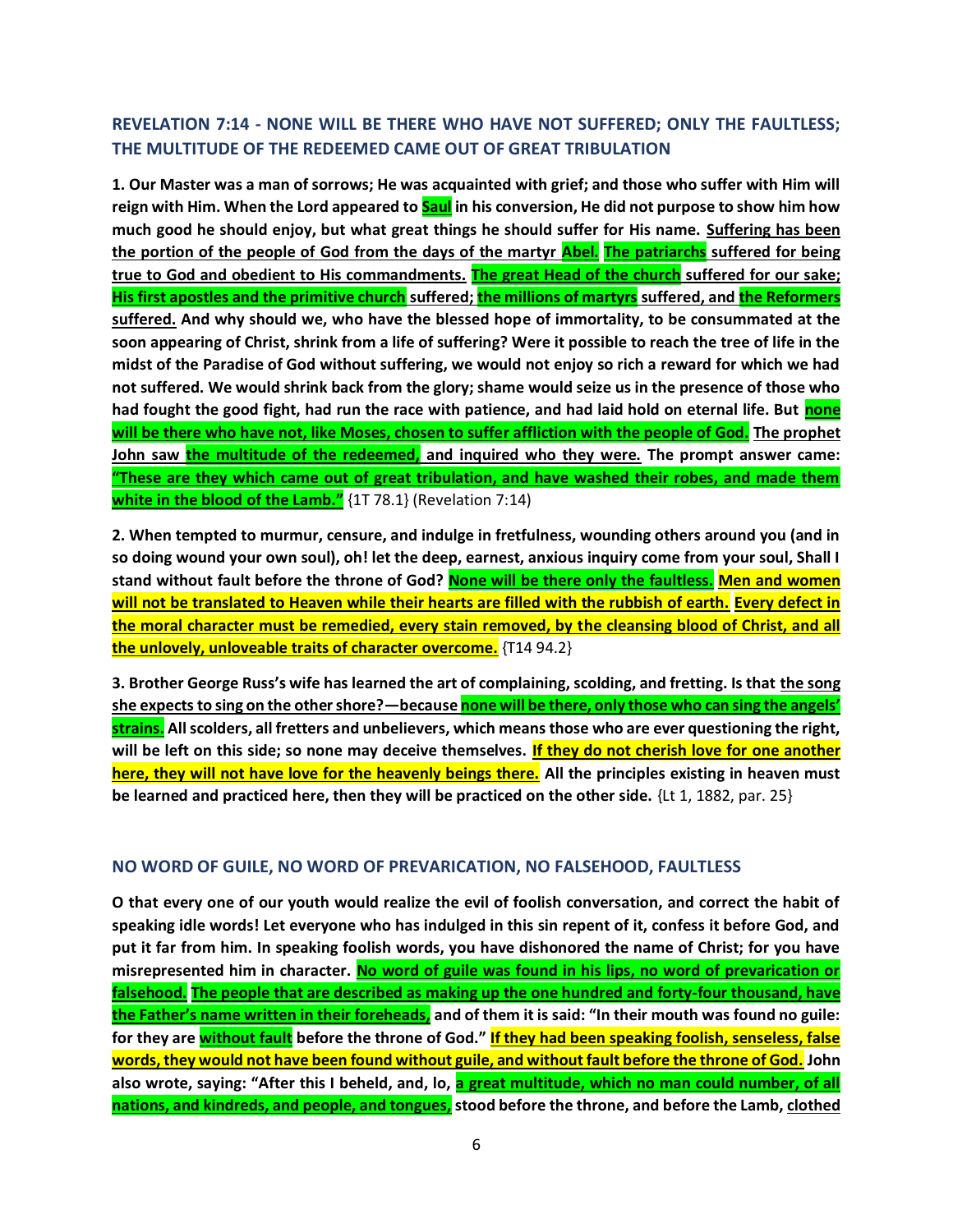## REVELATION 7:14 - NONE WILL BE THERE WHO HAVE NOT SUFFERED; ONLY THE FAULTLESS; THE MULTITUDE OF THE REDEEMED CAME OUT OF GREAT TRIBULATION

**1. Our Master was a man of sorrows; He was acquainted with grief; and those who suffer with Him will reign with Him. When the Lord appeared to Saul in his conversion, He did not purpose to show him how much good he should enjoy, but what great things he should suffer for His name. Suffering has been the portion of the people of God from the days of the martyr Abel. The patriarchs suffered for being true to God and obedient to His commandments. The great Head of the church suffered for our sake; His first apostles and the primitive church suffered; the millions of martyrs suffered, and the Reformers suffered. And why should we, who have the blessed hope of immortality, to be consummated at the soon appearing of Christ, shrink from a life of suffering? Were it possible to reach the tree of life in the midst of the Paradise of God without suffering, we would not enjoy so rich a reward for which we had not suffered. We would shrink back from the glory; shame would seize us in the presence of those who had fought the good fight, had run the race with patience, and had laid hold on eternal life. But none will be there who have not, like Moses, chosen to suffer affliction with the people of God. The prophet John saw the multitude of the redeemed, and inquired who they were. The prompt answer came: "These are they which came out of great tribulation, and have washed their robes, and made them white in the blood of the Lamb."** {1T 78.1} (Revelation 7:14)

**2. When tempted to murmur, censure, and indulge in fretfulness, wounding others around you (and in so doing wound your own soul), oh! let the deep, earnest, anxious inquiry come from your soul, Shall I stand without fault before the throne of God? None will be there only the faultless. Men and women will not be translated to Heaven while their hearts are filled with the rubbish of earth. Every defect in the moral character must be remedied, every stain removed, by the cleansing blood of Christ, and all the unlovely, unloveable traits of character overcome.** {T14 94.2}

**3. Brother George Russ's wife has learned the art of complaining, scolding, and fretting. Is that the song she expects to sing on the other shore?—because none will be there, only those who can sing the angels' strains. All scolders, all fretters and unbelievers, which means those who are ever questioning the right, will be left on this side; so none may deceive themselves. If they do not cherish love for one another here, they will not have love for the heavenly beings there. All the principles existing in heaven must be learned and practiced here, then they will be practiced on the other side.** {Lt 1, 1882, par. 25}

## NO WORD OF GUILE, NO WORD OF PREVARICATION, NO FALSEHOOD, FAULTLESS

**O that every one of our youth would realize the evil of foolish conversation, and correct the habit of speaking idle words! Let everyone who has indulged in this sin repent of it, confess it before God, and put it far from him. In speaking foolish words, you have dishonored the name of Christ; for you have misrepresented him in character. No word of guile was found in his lips, no word of prevarication or falsehood. The people that are described as making up the one hundred and forty-four thousand, have the Father's name written in their foreheads, and of them it is said: "In their mouth was found no guile: for they are without fault before the throne of God." If they had been speaking foolish, senseless, false words, they would not have been found without guile, and without fault before the throne of God. John also wrote, saying: "After this I beheld, and, lo, a great multitude, which no man could number, of all nations, and kindreds, and people, and tongues, stood before the throne, and before the Lamb, clothed**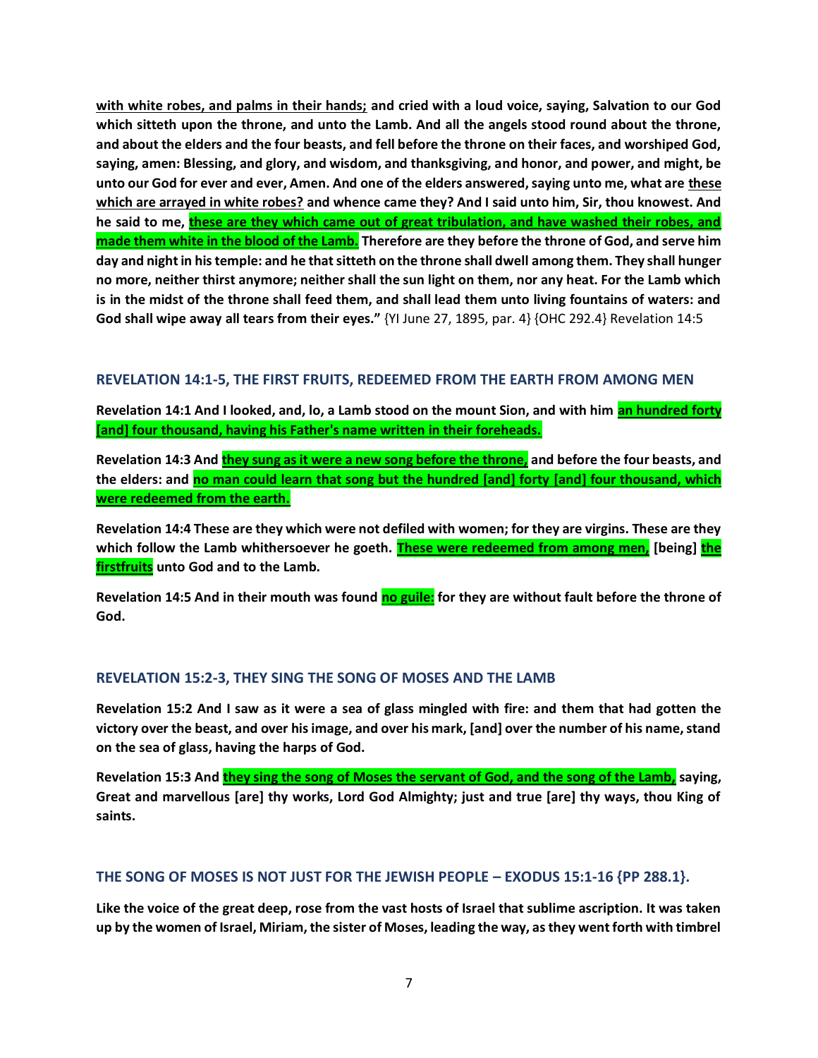**<u>with white robes, and palms in their hands;</u> and cried with a loud voice, saying, Salvation to our God which sitteth upon the throne, and unto the Lamb. And all the angels stood round about the throne, and about the elders and the four beasts, and fell before the throne on their faces, and worshiped God, saying, amen: Blessing, and glory, and wisdom, and thanksgiving, and honor, and power, and might, be unto our God for ever and ever, Amen. And one of the elders answered, saying unto me, what are <u>these which are arrayed in white robes?</u> and whence came they? And I said unto him, Sir, thou knowest. And he said to me, <u>these are they which came out of great tribulation, and have washed their robes, and made them white in the blood of the Lamb.</u> Therefore are they before the throne of God, and serve him day and night in his temple: and he that sitteth on the throne shall dwell among them. They shall hunger no more, neither thirst anymore; neither shall the sun light on them, nor any heat. For the Lamb which is in the midst of the throne shall feed them, and shall lead them unto living fountains of waters: and God shall wipe away all tears from their eyes."** {YI June 27, 1895, par. 4} {OHC 292.4} Revelation 14:5

### REVELATION 14:1-5, THE FIRST FRUITS, REDEEMED FROM THE EARTH FROM AMONG MEN

**Revelation 14:1 And I looked, and, lo, a Lamb stood on the mount Sion, and with him <u>an hundred forty [and] four thousand, having his Father's name written in their foreheads.</u>**

**Revelation 14:3 And <u>they sung as it were a new song before the throne,</u> and before the four beasts, and the elders: and <u>no man could learn that song but the hundred [and] forty [and] four thousand, which were redeemed from the earth.</u>**

**Revelation 14:4 These are they which were not defiled with women; for they are virgins. These are they which follow the Lamb whithersoever he goeth. <u>These were redeemed from among men,</u> [being] <u>the firstfruits</u> unto God and to the Lamb.**

**Revelation 14:5 And in their mouth was found <u>no guile:</u> for they are without fault before the throne of God.**

### REVELATION 15:2-3, THEY SING THE SONG OF MOSES AND THE LAMB

**Revelation 15:2 And I saw as it were a sea of glass mingled with fire: and them that had gotten the victory over the beast, and over his image, and over his mark, [and] over the number of his name, stand on the sea of glass, having the harps of God.**

**Revelation 15:3 And <u>they sing the song of Moses the servant of God, and the song of the Lamb,</u> saying, Great and marvellous [are] thy works, Lord God Almighty; just and true [are] thy ways, thou King of saints.**

### THE SONG OF MOSES IS NOT JUST FOR THE JEWISH PEOPLE – EXODUS 15:1-16 {PP 288.1}.

**Like the voice of the great deep, rose from the vast hosts of Israel that sublime ascription. It was taken up by the women of Israel, Miriam, the sister of Moses, leading the way, as they went forth with timbrel**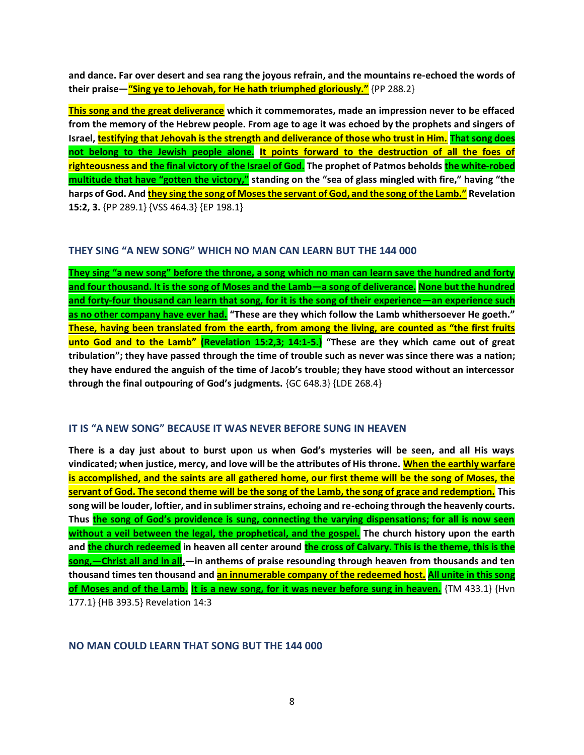**and dance. Far over desert and sea rang the joyous refrain, and the mountains re-echoed the words of their praise—"Sing ye to Jehovah, for He hath triumphed gloriously."** {PP 288.2}

**This song and the great deliverance which it commemorates, made an impression never to be effaced from the memory of the Hebrew people. From age to age it was echoed by the prophets and singers of Israel, testifying that Jehovah is the strength and deliverance of those who trust in Him. That song does not belong to the Jewish people alone. It points forward to the destruction of all the foes of righteousness and the final victory of the Israel of God. The prophet of Patmos beholds the white-robed multitude that have "gotten the victory," standing on the "sea of glass mingled with fire," having "the harps of God. And they sing the song of Moses the servant of God, and the song of the Lamb." Revelation 15:2, 3.** {PP 289.1} {VSS 464.3} {EP 198.1}

### THEY SING "A NEW SONG" WHICH NO MAN CAN LEARN BUT THE 144 000

**They sing "a new song" before the throne, a song which no man can learn save the hundred and forty and four thousand. It is the song of Moses and the Lamb—a song of deliverance. None but the hundred and forty-four thousand can learn that song, for it is the song of their experience—an experience such as no other company have ever had. "These are they which follow the Lamb whithersoever He goeth." These, having been translated from the earth, from among the living, are counted as "the first fruits unto God and to the Lamb" (Revelation 15:2,3; 14:1-5.) "These are they which came out of great tribulation"; they have passed through the time of trouble such as never was since there was a nation; they have endured the anguish of the time of Jacob's trouble; they have stood without an intercessor through the final outpouring of God's judgments.** {GC 648.3} {LDE 268.4}

### IT IS "A NEW SONG" BECAUSE IT WAS NEVER BEFORE SUNG IN HEAVEN

**There is a day just about to burst upon us when God's mysteries will be seen, and all His ways vindicated; when justice, mercy, and love will be the attributes of His throne. When the earthly warfare is accomplished, and the saints are all gathered home, our first theme will be the song of Moses, the servant of God. The second theme will be the song of the Lamb, the song of grace and redemption. This song will be louder, loftier, and in sublimer strains, echoing and re-echoing through the heavenly courts. Thus the song of God's providence is sung, connecting the varying dispensations; for all is now seen without a veil between the legal, the prophetical, and the gospel. The church history upon the earth and the church redeemed in heaven all center around the cross of Calvary. This is the theme, this is the song,—Christ all and in all,—in anthems of praise resounding through heaven from thousands and ten thousand times ten thousand and an innumerable company of the redeemed host. All unite in this song of Moses and of the Lamb. It is a new song, for it was never before sung in heaven.** {TM 433.1} {Hvn 177.1} {HB 393.5} Revelation 14:3

### NO MAN COULD LEARN THAT SONG BUT THE 144 000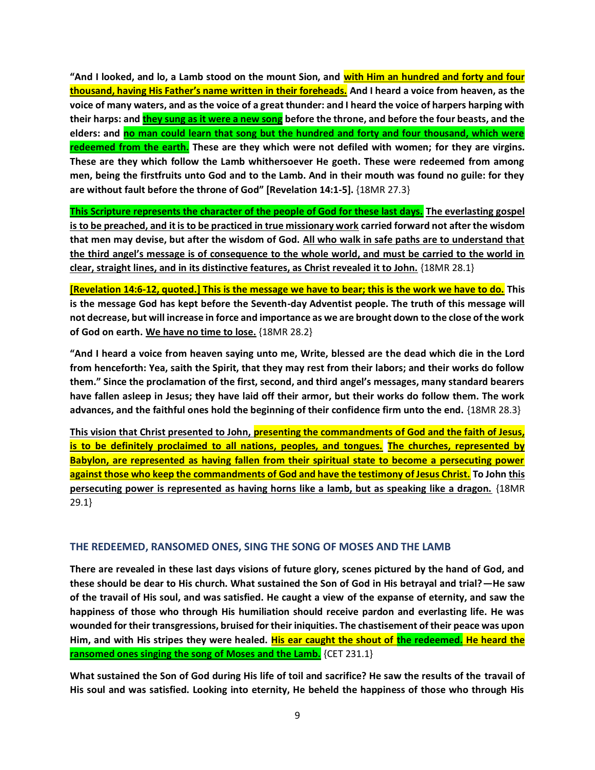**"And I looked, and lo, a Lamb stood on the mount Sion, and with Him an hundred and forty and four thousand, having His Father's name written in their foreheads. And I heard a voice from heaven, as the voice of many waters, and as the voice of a great thunder: and I heard the voice of harpers harping with their harps: and they sung as it were a new song before the throne, and before the four beasts, and the elders: and no man could learn that song but the hundred and forty and four thousand, which were redeemed from the earth. These are they which were not defiled with women; for they are virgins. These are they which follow the Lamb whithersoever He goeth. These were redeemed from among men, being the firstfruits unto God and to the Lamb. And in their mouth was found no guile: for they are without fault before the throne of God" [Revelation 14:1-5].** {18MR 27.3}

**This Scripture represents the character of the people of God for these last days. The everlasting gospel is to be preached, and it is to be practiced in true missionary work carried forward not after the wisdom that men may devise, but after the wisdom of God. All who walk in safe paths are to understand that the third angel's message is of consequence to the whole world, and must be carried to the world in clear, straight lines, and in its distinctive features, as Christ revealed it to John.** {18MR 28.1}

**[Revelation 14:6-12, quoted.] This is the message we have to bear; this is the work we have to do. This is the message God has kept before the Seventh-day Adventist people. The truth of this message will not decrease, but will increase in force and importance as we are brought down to the close of the work of God on earth. We have no time to lose.** {18MR 28.2}

**"And I heard a voice from heaven saying unto me, Write, blessed are the dead which die in the Lord from henceforth: Yea, saith the Spirit, that they may rest from their labors; and their works do follow them." Since the proclamation of the first, second, and third angel's messages, many standard bearers have fallen asleep in Jesus; they have laid off their armor, but their works do follow them. The work advances, and the faithful ones hold the beginning of their confidence firm unto the end.** {18MR 28.3}

**This vision that Christ presented to John, presenting the commandments of God and the faith of Jesus, is to be definitely proclaimed to all nations, peoples, and tongues. The churches, represented by Babylon, are represented as having fallen from their spiritual state to become a persecuting power against those who keep the commandments of God and have the testimony of Jesus Christ. To John this persecuting power is represented as having horns like a lamb, but as speaking like a dragon.** {18MR 29.1}

## THE REDEEMED, RANSOMED ONES, SING THE SONG OF MOSES AND THE LAMB

**There are revealed in these last days visions of future glory, scenes pictured by the hand of God, and these should be dear to His church. What sustained the Son of God in His betrayal and trial?—He saw of the travail of His soul, and was satisfied. He caught a view of the expanse of eternity, and saw the happiness of those who through His humiliation should receive pardon and everlasting life. He was wounded for their transgressions, bruised for their iniquities. The chastisement of their peace was upon Him, and with His stripes they were healed. His ear caught the shout of the redeemed. He heard the ransomed ones singing the song of Moses and the Lamb.** {CET 231.1}

**What sustained the Son of God during His life of toil and sacrifice? He saw the results of the travail of His soul and was satisfied. Looking into eternity, He beheld the happiness of those who through His**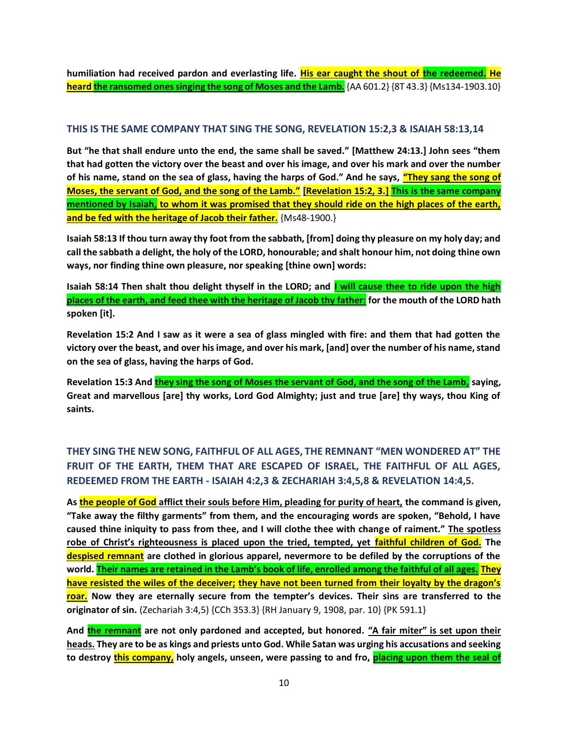**humiliation had received pardon and everlasting life. His ear caught the shout of the redeemed. He heard the ransomed ones singing the song of Moses and the Lamb.** {AA 601.2} {8T 43.3} {Ms134-1903.10}

## THIS IS THE SAME COMPANY THAT SING THE SONG, REVELATION 15:2,3 & ISAIAH 58:13,14

**But "he that shall endure unto the end, the same shall be saved." [Matthew 24:13.] John sees "them that had gotten the victory over the beast and over his image, and over his mark and over the number of his name, stand on the sea of glass, having the harps of God." And he says, "They sang the song of Moses, the servant of God, and the song of the Lamb." [Revelation 15:2, 3.] This is the same company mentioned by Isaiah, to whom it was promised that they should ride on the high places of the earth, and be fed with the heritage of Jacob their father.** {Ms48-1900.}

**Isaiah 58:13 If thou turn away thy foot from the sabbath, [from] doing thy pleasure on my holy day; and call the sabbath a delight, the holy of the LORD, honourable; and shalt honour him, not doing thine own ways, nor finding thine own pleasure, nor speaking [thine own] words:**

**Isaiah 58:14 Then shalt thou delight thyself in the LORD; and I will cause thee to ride upon the high places of the earth, and feed thee with the heritage of Jacob thy father: for the mouth of the LORD hath spoken [it].**

**Revelation 15:2 And I saw as it were a sea of glass mingled with fire: and them that had gotten the victory over the beast, and over his image, and over his mark, [and] over the number of his name, stand on the sea of glass, having the harps of God.**

**Revelation 15:3 And they sing the song of Moses the servant of God, and the song of the Lamb, saying, Great and marvellous [are] thy works, Lord God Almighty; just and true [are] thy ways, thou King of saints.**

## THEY SING THE NEW SONG, FAITHFUL OF ALL AGES, THE REMNANT "MEN WONDERED AT" THE FRUIT OF THE EARTH, THEM THAT ARE ESCAPED OF ISRAEL, THE FAITHFUL OF ALL AGES, REDEEMED FROM THE EARTH - ISAIAH 4:2,3 & ZECHARIAH 3:4,5,8 & REVELATION 14:4,5.

**As the people of God afflict their souls before Him, pleading for purity of heart, the command is given, "Take away the filthy garments" from them, and the encouraging words are spoken, "Behold, I have caused thine iniquity to pass from thee, and I will clothe thee with change of raiment." The spotless robe of Christ's righteousness is placed upon the tried, tempted, yet faithful children of God. The despised remnant are clothed in glorious apparel, nevermore to be defiled by the corruptions of the world. Their names are retained in the Lamb's book of life, enrolled among the faithful of all ages. They have resisted the wiles of the deceiver; they have not been turned from their loyalty by the dragon's roar. Now they are eternally secure from the tempter's devices. Their sins are transferred to the originator of sin.** (Zechariah 3:4,5) {CCh 353.3} {RH January 9, 1908, par. 10} {PK 591.1}

**And the remnant are not only pardoned and accepted, but honored. "A fair miter" is set upon their heads. They are to be as kings and priests unto God. While Satan was urging his accusations and seeking to destroy this company, holy angels, unseen, were passing to and fro, placing upon them the seal of**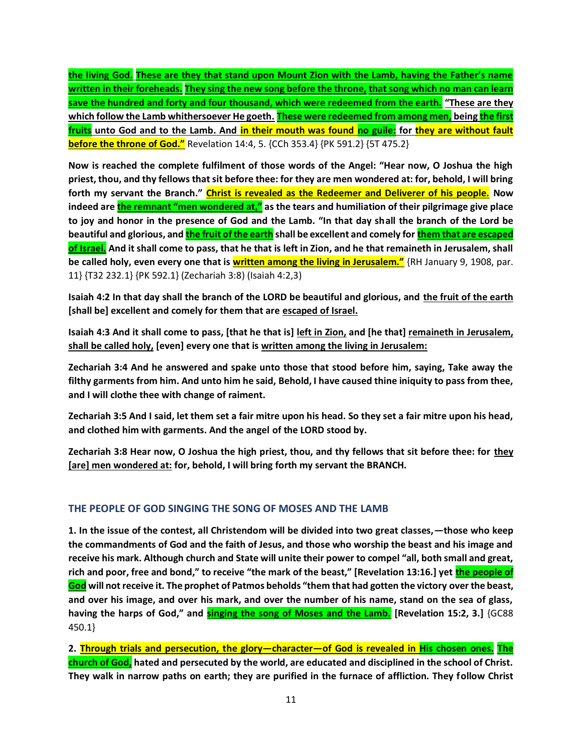**the living God. These are they that stand upon Mount Zion with the Lamb, having the Father's name written in their foreheads. They sing the new song before the throne, that song which no man can learn save the hundred and forty and four thousand, which were redeemed from the earth. "These are they which follow the Lamb whithersoever He goeth. These were redeemed from among men, being the first fruits unto God and to the Lamb. And in their mouth was found no guile: for they are without fault before the throne of God."** Revelation 14:4, 5. {CCh 353.4} {PK 591.2} {5T 475.2}

**Now is reached the complete fulfilment of those words of the Angel: "Hear now, O Joshua the high priest, thou, and thy fellows that sit before thee: for they are men wondered at: for, behold, I will bring forth my servant the Branch." Christ is revealed as the Redeemer and Deliverer of his people. Now indeed are the remnant "men wondered at," as the tears and humiliation of their pilgrimage give place to joy and honor in the presence of God and the Lamb. "In that day shall the branch of the Lord be beautiful and glorious, and the fruit of the earth shall be excellent and comely for them that are escaped of Israel. And it shall come to pass, that he that is left in Zion, and he that remaineth in Jerusalem, shall be called holy, even every one that is written among the living in Jerusalem."** {RH January 9, 1908, par. 11} {T32 232.1} {PK 592.1} (Zechariah 3:8) (Isaiah 4:2,3)

**Isaiah 4:2 In that day shall the branch of the LORD be beautiful and glorious, and the fruit of the earth [shall be] excellent and comely for them that are escaped of Israel.**

**Isaiah 4:3 And it shall come to pass, [that he that is] left in Zion, and [he that] remaineth in Jerusalem, shall be called holy, [even] every one that is written among the living in Jerusalem:**

**Zechariah 3:4 And he answered and spake unto those that stood before him, saying, Take away the filthy garments from him. And unto him he said, Behold, I have caused thine iniquity to pass from thee, and I will clothe thee with change of raiment.**

**Zechariah 3:5 And I said, let them set a fair mitre upon his head. So they set a fair mitre upon his head, and clothed him with garments. And the angel of the LORD stood by.**

**Zechariah 3:8 Hear now, O Joshua the high priest, thou, and thy fellows that sit before thee: for they [are] men wondered at: for, behold, I will bring forth my servant the BRANCH.**

## THE PEOPLE OF GOD SINGING THE SONG OF MOSES AND THE LAMB

**1. In the issue of the contest, all Christendom will be divided into two great classes,—those who keep the commandments of God and the faith of Jesus, and those who worship the beast and his image and receive his mark. Although church and State will unite their power to compel "all, both small and great, rich and poor, free and bond," to receive "the mark of the beast," [Revelation 13:16.] yet the people of God will not receive it. The prophet of Patmos beholds "them that had gotten the victory over the beast, and over his image, and over his mark, and over the number of his name, stand on the sea of glass, having the harps of God," and singing the song of Moses and the Lamb. [Revelation 15:2, 3.]** {GC88 450.1}

**2. Through trials and persecution, the glory—character—of God is revealed in His chosen ones. The church of God, hated and persecuted by the world, are educated and disciplined in the school of Christ. They walk in narrow paths on earth; they are purified in the furnace of affliction. They follow Christ**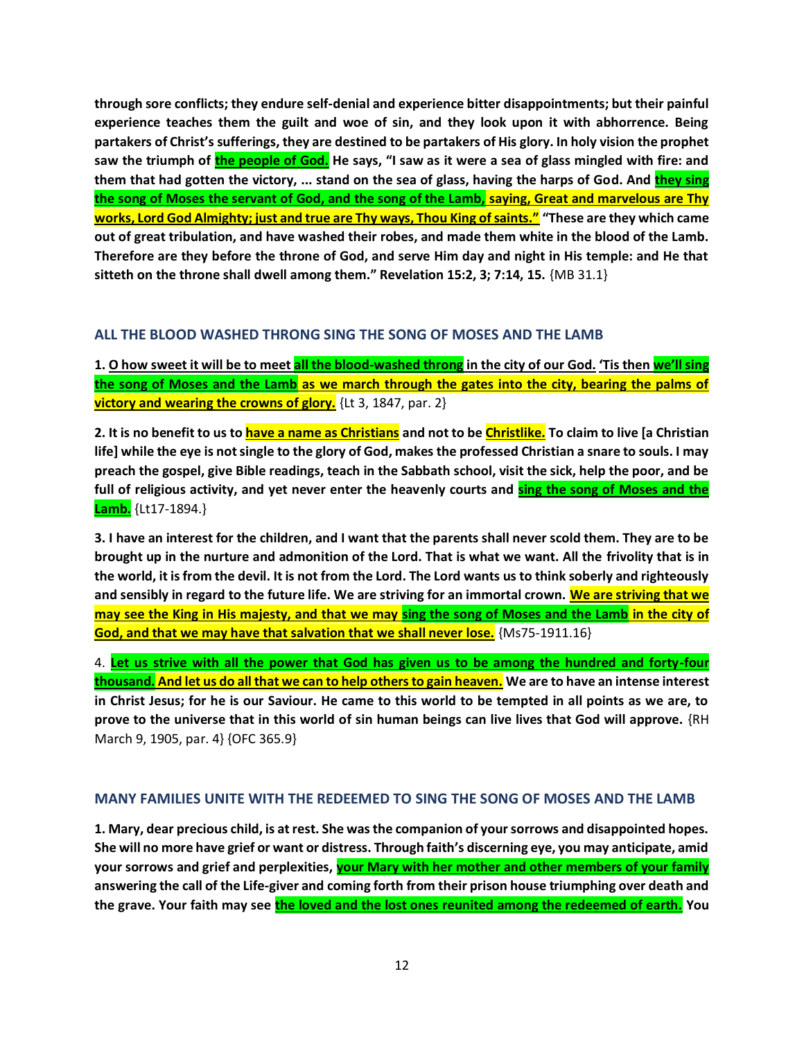**through sore conflicts; they endure self-denial and experience bitter disappointments; but their painful experience teaches them the guilt and woe of sin, and they look upon it with abhorrence. Being partakers of Christ's sufferings, they are destined to be partakers of His glory. In holy vision the prophet saw the triumph of the people of God. He says, "I saw as it were a sea of glass mingled with fire: and them that had gotten the victory, ... stand on the sea of glass, having the harps of God. And they sing the song of Moses the servant of God, and the song of the Lamb, saying, Great and marvelous are Thy works, Lord God Almighty; just and true are Thy ways, Thou King of saints." "These are they which came out of great tribulation, and have washed their robes, and made them white in the blood of the Lamb. Therefore are they before the throne of God, and serve Him day and night in His temple: and He that sitteth on the throne shall dwell among them." Revelation 15:2, 3; 7:14, 15.** {MB 31.1}

## ALL THE BLOOD WASHED THRONG SING THE SONG OF MOSES AND THE LAMB

**1. O how sweet it will be to meet all the blood-washed throng in the city of our God. 'Tis then we'll sing the song of Moses and the Lamb as we march through the gates into the city, bearing the palms of victory and wearing the crowns of glory.** {Lt 3, 1847, par. 2}

**2. It is no benefit to us to have a name as Christians and not to be Christlike. To claim to live [a Christian life] while the eye is not single to the glory of God, makes the professed Christian a snare to souls. I may preach the gospel, give Bible readings, teach in the Sabbath school, visit the sick, help the poor, and be full of religious activity, and yet never enter the heavenly courts and sing the song of Moses and the Lamb.** {Lt17-1894.}

**3. I have an interest for the children, and I want that the parents shall never scold them. They are to be brought up in the nurture and admonition of the Lord. That is what we want. All the frivolity that is in the world, it is from the devil. It is not from the Lord. The Lord wants us to think soberly and righteously and sensibly in regard to the future life. We are striving for an immortal crown. We are striving that we may see the King in His majesty, and that we may sing the song of Moses and the Lamb in the city of God, and that we may have that salvation that we shall never lose.** {Ms75-1911.16}

4. **Let us strive with all the power that God has given us to be among the hundred and forty-four thousand. And let us do all that we can to help others to gain heaven. We are to have an intense interest in Christ Jesus; for he is our Saviour. He came to this world to be tempted in all points as we are, to prove to the universe that in this world of sin human beings can live lives that God will approve.** {RH March 9, 1905, par. 4} {OFC 365.9}

## MANY FAMILIES UNITE WITH THE REDEEMED TO SING THE SONG OF MOSES AND THE LAMB

**1. Mary, dear precious child, is at rest. She was the companion of your sorrows and disappointed hopes. She will no more have grief or want or distress. Through faith's discerning eye, you may anticipate, amid your sorrows and grief and perplexities, your Mary with her mother and other members of your family answering the call of the Life-giver and coming forth from their prison house triumphing over death and the grave. Your faith may see the loved and the lost ones reunited among the redeemed of earth. You**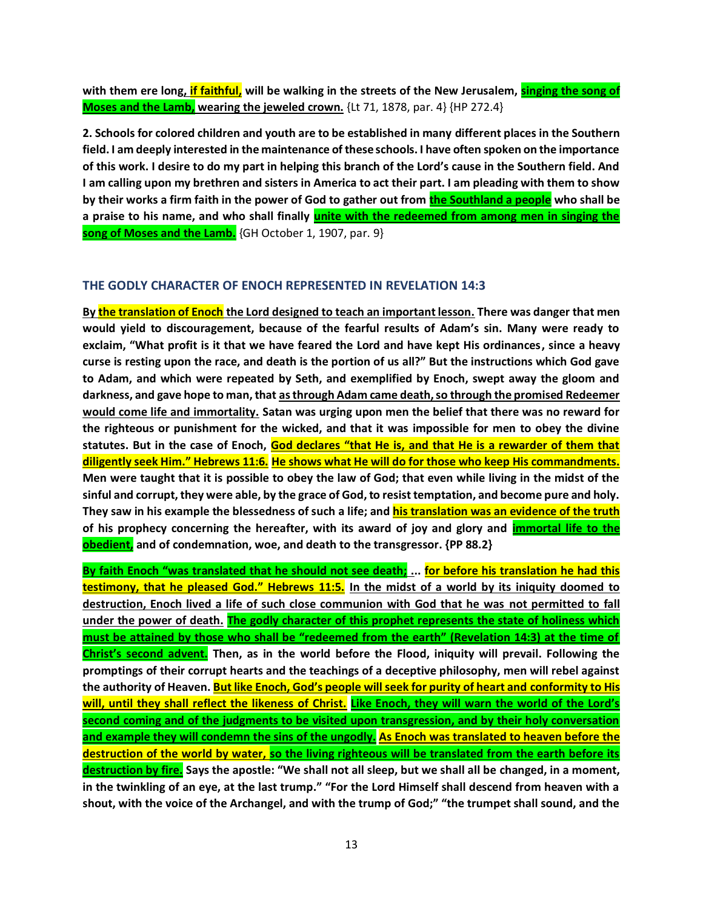**with them ere long, if faithful, will be walking in the streets of the New Jerusalem, singing the song of Moses and the Lamb, wearing the jeweled crown.** {Lt 71, 1878, par. 4} {HP 272.4}

**2. Schools for colored children and youth are to be established in many different places in the Southern field. I am deeply interested in the maintenance of these schools. I have often spoken on the importance of this work. I desire to do my part in helping this branch of the Lord's cause in the Southern field. And I am calling upon my brethren and sisters in America to act their part. I am pleading with them to show by their works a firm faith in the power of God to gather out from the Southland a people who shall be a praise to his name, and who shall finally unite with the redeemed from among men in singing the song of Moses and the Lamb.** {GH October 1, 1907, par. 9}

### THE GODLY CHARACTER OF ENOCH REPRESENTED IN REVELATION 14:3

**By the translation of Enoch the Lord designed to teach an important lesson. There was danger that men would yield to discouragement, because of the fearful results of Adam's sin. Many were ready to exclaim, "What profit is it that we have feared the Lord and have kept His ordinances, since a heavy curse is resting upon the race, and death is the portion of us all?" But the instructions which God gave to Adam, and which were repeated by Seth, and exemplified by Enoch, swept away the gloom and darkness, and gave hope to man, that as through Adam came death, so through the promised Redeemer would come life and immortality. Satan was urging upon men the belief that there was no reward for the righteous or punishment for the wicked, and that it was impossible for men to obey the divine statutes. But in the case of Enoch, God declares "that He is, and that He is a rewarder of them that diligently seek Him." Hebrews 11:6. He shows what He will do for those who keep His commandments. Men were taught that it is possible to obey the law of God; that even while living in the midst of the sinful and corrupt, they were able, by the grace of God, to resist temptation, and become pure and holy. They saw in his example the blessedness of such a life; and his translation was an evidence of the truth of his prophecy concerning the hereafter, with its award of joy and glory and immortal life to the obedient, and of condemnation, woe, and death to the transgressor. {PP 88.2}**

**By faith Enoch "was translated that he should not see death; ... for before his translation he had this testimony, that he pleased God." Hebrews 11:5. In the midst of a world by its iniquity doomed to destruction, Enoch lived a life of such close communion with God that he was not permitted to fall under the power of death. The godly character of this prophet represents the state of holiness which must be attained by those who shall be "redeemed from the earth" (Revelation 14:3) at the time of Christ's second advent. Then, as in the world before the Flood, iniquity will prevail. Following the promptings of their corrupt hearts and the teachings of a deceptive philosophy, men will rebel against the authority of Heaven. But like Enoch, God's people will seek for purity of heart and conformity to His will, until they shall reflect the likeness of Christ. Like Enoch, they will warn the world of the Lord's second coming and of the judgments to be visited upon transgression, and by their holy conversation and example they will condemn the sins of the ungodly. As Enoch was translated to heaven before the destruction of the world by water, so the living righteous will be translated from the earth before its destruction by fire. Says the apostle: "We shall not all sleep, but we shall all be changed, in a moment, in the twinkling of an eye, at the last trump." "For the Lord Himself shall descend from heaven with a shout, with the voice of the Archangel, and with the trump of God;" "the trumpet shall sound, and the**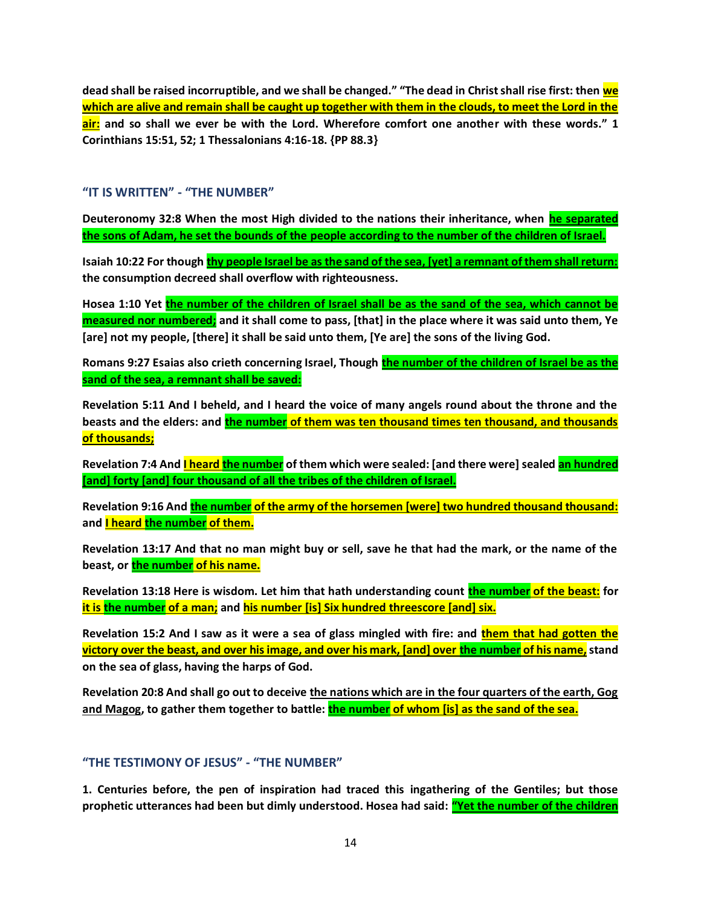**dead shall be raised incorruptible, and we shall be changed." "The dead in Christ shall rise first: then we which are alive and remain shall be caught up together with them in the clouds, to meet the Lord in the air: and so shall we ever be with the Lord. Wherefore comfort one another with these words." 1 Corinthians 15:51, 52; 1 Thessalonians 4:16-18. {PP 88.3}**

## "IT IS WRITTEN" - "THE NUMBER"

**Deuteronomy 32:8 When the most High divided to the nations their inheritance, when he separated the sons of Adam, he set the bounds of the people according to the number of the children of Israel.**

**Isaiah 10:22 For though thy people Israel be as the sand of the sea, [yet] a remnant of them shall return: the consumption decreed shall overflow with righteousness.**

**Hosea 1:10 Yet the number of the children of Israel shall be as the sand of the sea, which cannot be measured nor numbered; and it shall come to pass, [that] in the place where it was said unto them, Ye [are] not my people, [there] it shall be said unto them, [Ye are] the sons of the living God.**

**Romans 9:27 Esaias also crieth concerning Israel, Though the number of the children of Israel be as the sand of the sea, a remnant shall be saved:**

**Revelation 5:11 And I beheld, and I heard the voice of many angels round about the throne and the beasts and the elders: and the number of them was ten thousand times ten thousand, and thousands of thousands;**

**Revelation 7:4 And I heard the number of them which were sealed: [and there were] sealed an hundred [and] forty [and] four thousand of all the tribes of the children of Israel.**

**Revelation 9:16 And the number of the army of the horsemen [were] two hundred thousand thousand: and I heard the number of them.**

**Revelation 13:17 And that no man might buy or sell, save he that had the mark, or the name of the beast, or the number of his name.**

**Revelation 13:18 Here is wisdom. Let him that hath understanding count the number of the beast: for it is the number of a man; and his number [is] Six hundred threescore [and] six.**

**Revelation 15:2 And I saw as it were a sea of glass mingled with fire: and them that had gotten the victory over the beast, and over his image, and over his mark, [and] over the number of his name, stand on the sea of glass, having the harps of God.**

**Revelation 20:8 And shall go out to deceive the nations which are in the four quarters of the earth, Gog and Magog, to gather them together to battle: the number of whom [is] as the sand of the sea.**

## "THE TESTIMONY OF JESUS" - "THE NUMBER"

**1. Centuries before, the pen of inspiration had traced this ingathering of the Gentiles; but those prophetic utterances had been but dimly understood. Hosea had said: "Yet the number of the children**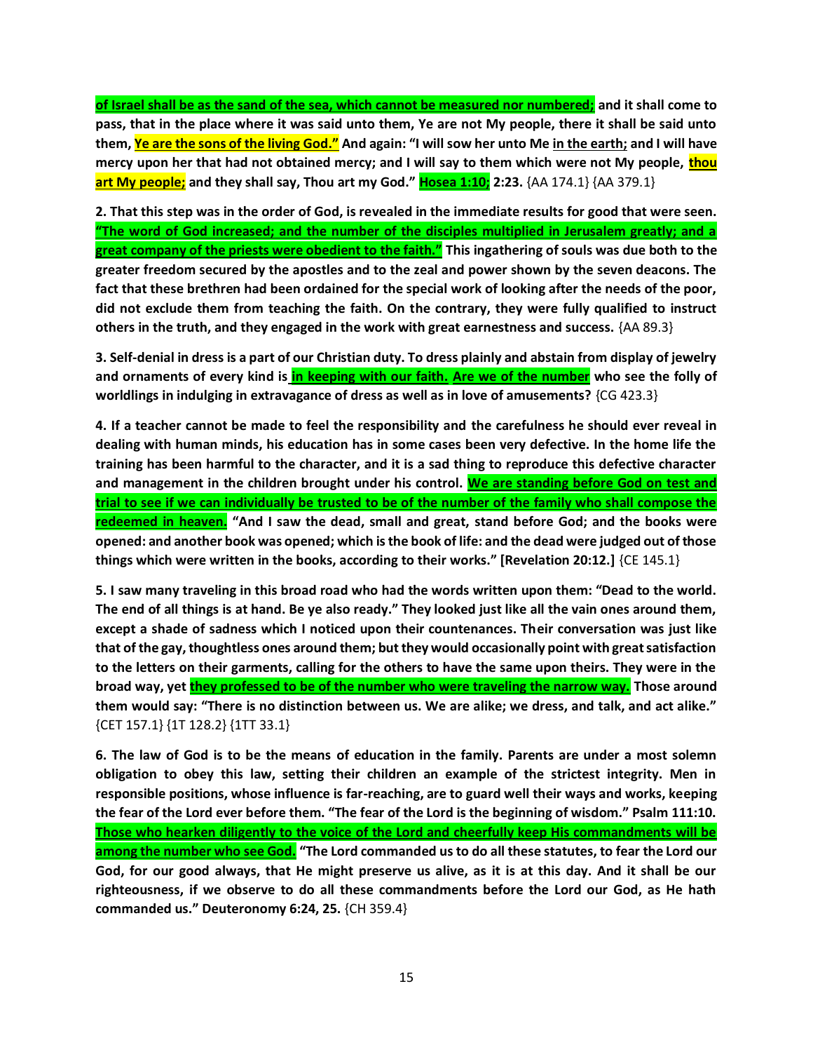**of Israel shall be as the sand of the sea, which cannot be measured nor numbered; and it shall come to pass, that in the place where it was said unto them, Ye are not My people, there it shall be said unto them, Ye are the sons of the living God." And again: "I will sow her unto Me in the earth; and I will have mercy upon her that had not obtained mercy; and I will say to them which were not My people, thou art My people; and they shall say, Thou art my God." Hosea 1:10; 2:23.** {AA 174.1} {AA 379.1}

**2. That this step was in the order of God, is revealed in the immediate results for good that were seen. "The word of God increased; and the number of the disciples multiplied in Jerusalem greatly; and a great company of the priests were obedient to the faith." This ingathering of souls was due both to the greater freedom secured by the apostles and to the zeal and power shown by the seven deacons. The fact that these brethren had been ordained for the special work of looking after the needs of the poor, did not exclude them from teaching the faith. On the contrary, they were fully qualified to instruct others in the truth, and they engaged in the work with great earnestness and success.** {AA 89.3}

**3. Self-denial in dress is a part of our Christian duty. To dress plainly and abstain from display of jewelry and ornaments of every kind is in keeping with our faith. Are we of the number who see the folly of worldlings in indulging in extravagance of dress as well as in love of amusements?** {CG 423.3}

**4. If a teacher cannot be made to feel the responsibility and the carefulness he should ever reveal in dealing with human minds, his education has in some cases been very defective. In the home life the training has been harmful to the character, and it is a sad thing to reproduce this defective character and management in the children brought under his control. We are standing before God on test and trial to see if we can individually be trusted to be of the number of the family who shall compose the redeemed in heaven. "And I saw the dead, small and great, stand before God; and the books were opened: and another book was opened; which is the book of life: and the dead were judged out of those things which were written in the books, according to their works." [Revelation 20:12.]** {CE 145.1}

**5. I saw many traveling in this broad road who had the words written upon them: "Dead to the world. The end of all things is at hand. Be ye also ready." They looked just like all the vain ones around them, except a shade of sadness which I noticed upon their countenances. Their conversation was just like that of the gay, thoughtless ones around them; but they would occasionally point with great satisfaction to the letters on their garments, calling for the others to have the same upon theirs. They were in the broad way, yet they professed to be of the number who were traveling the narrow way. Those around them would say: "There is no distinction between us. We are alike; we dress, and talk, and act alike."** {CET 157.1} {1T 128.2} {1TT 33.1}

**6. The law of God is to be the means of education in the family. Parents are under a most solemn obligation to obey this law, setting their children an example of the strictest integrity. Men in responsible positions, whose influence is far-reaching, are to guard well their ways and works, keeping the fear of the Lord ever before them. "The fear of the Lord is the beginning of wisdom." Psalm 111:10. Those who hearken diligently to the voice of the Lord and cheerfully keep His commandments will be among the number who see God. "The Lord commanded us to do all these statutes, to fear the Lord our God, for our good always, that He might preserve us alive, as it is at this day. And it shall be our righteousness, if we observe to do all these commandments before the Lord our God, as He hath commanded us." Deuteronomy 6:24, 25.** {CH 359.4}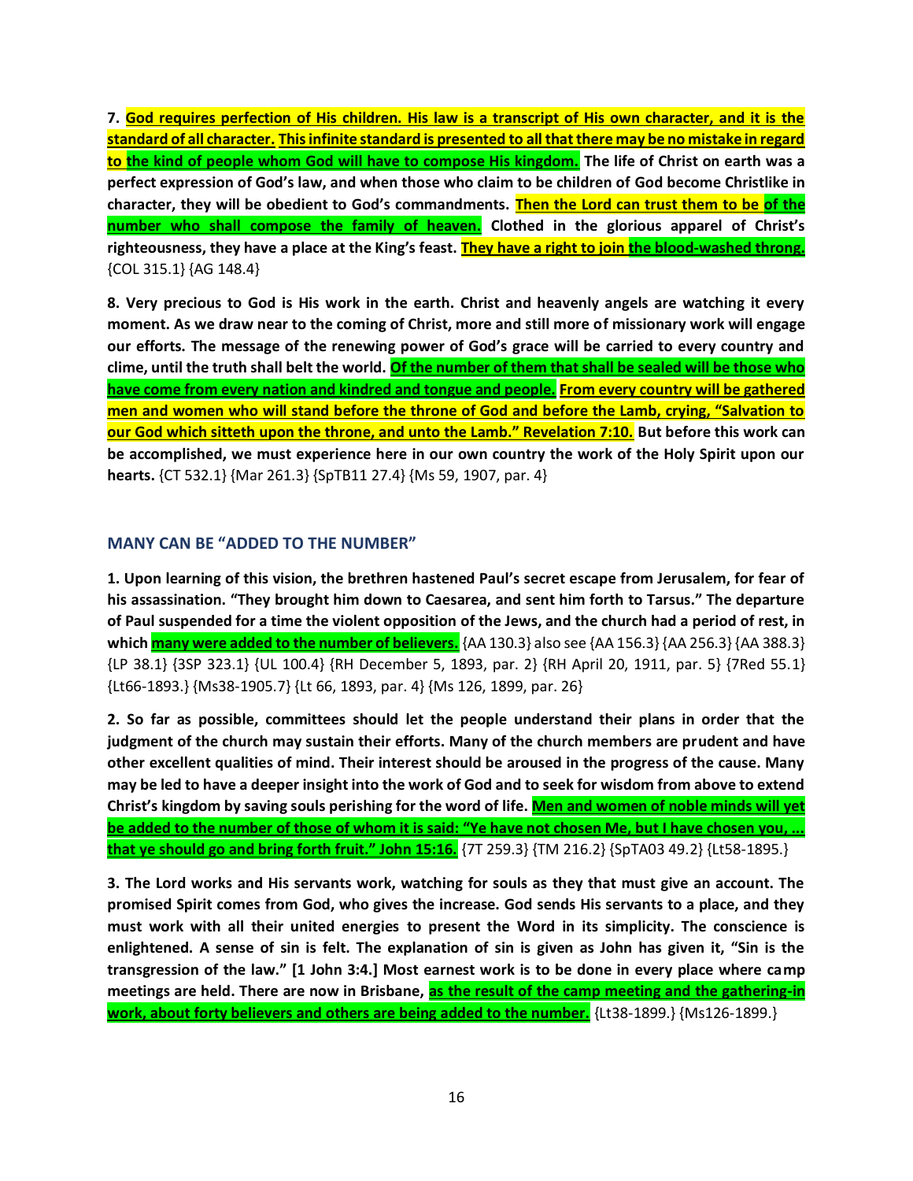**7. God requires perfection of His children. His law is a transcript of His own character, and it is the standard of all character. This infinite standard is presented to all that there may be no mistake in regard to the kind of people whom God will have to compose His kingdom. The life of Christ on earth was a perfect expression of God's law, and when those who claim to be children of God become Christlike in character, they will be obedient to God's commandments. Then the Lord can trust them to be of the number who shall compose the family of heaven. Clothed in the glorious apparel of Christ's righteousness, they have a place at the King's feast. They have a right to join the blood-washed throng.** {COL 315.1} {AG 148.4}

**8. Very precious to God is His work in the earth. Christ and heavenly angels are watching it every moment. As we draw near to the coming of Christ, more and still more of missionary work will engage our efforts. The message of the renewing power of God's grace will be carried to every country and clime, until the truth shall belt the world. Of the number of them that shall be sealed will be those who have come from every nation and kindred and tongue and people. From every country will be gathered men and women who will stand before the throne of God and before the Lamb, crying, "Salvation to our God which sitteth upon the throne, and unto the Lamb." Revelation 7:10. But before this work can be accomplished, we must experience here in our own country the work of the Holy Spirit upon our hearts.** {CT 532.1} {Mar 261.3} {SpTB11 27.4} {Ms 59, 1907, par. 4}

### MANY CAN BE "ADDED TO THE NUMBER"

**1. Upon learning of this vision, the brethren hastened Paul's secret escape from Jerusalem, for fear of his assassination. "They brought him down to Caesarea, and sent him forth to Tarsus." The departure of Paul suspended for a time the violent opposition of the Jews, and the church had a period of rest, in which many were added to the number of believers.** {AA 130.3} also see {AA 156.3} {AA 256.3} {AA 388.3} {LP 38.1} {3SP 323.1} {UL 100.4} {RH December 5, 1893, par. 2} {RH April 20, 1911, par. 5} {7Red 55.1} {Lt66-1893.} {Ms38-1905.7} {Lt 66, 1893, par. 4} {Ms 126, 1899, par. 26}

**2. So far as possible, committees should let the people understand their plans in order that the judgment of the church may sustain their efforts. Many of the church members are prudent and have other excellent qualities of mind. Their interest should be aroused in the progress of the cause. Many may be led to have a deeper insight into the work of God and to seek for wisdom from above to extend Christ's kingdom by saving souls perishing for the word of life. Men and women of noble minds will yet be added to the number of those of whom it is said: "Ye have not chosen Me, but I have chosen you, ... that ye should go and bring forth fruit." John 15:16.** {7T 259.3} {TM 216.2} {SpTA03 49.2} {Lt58-1895.}

**3. The Lord works and His servants work, watching for souls as they that must give an account. The promised Spirit comes from God, who gives the increase. God sends His servants to a place, and they must work with all their united energies to present the Word in its simplicity. The conscience is enlightened. A sense of sin is felt. The explanation of sin is given as John has given it, "Sin is the transgression of the law." [1 John 3:4.] Most earnest work is to be done in every place where camp meetings are held. There are now in Brisbane, as the result of the camp meeting and the gathering-in work, about forty believers and others are being added to the number.** {Lt38-1899.} {Ms126-1899.}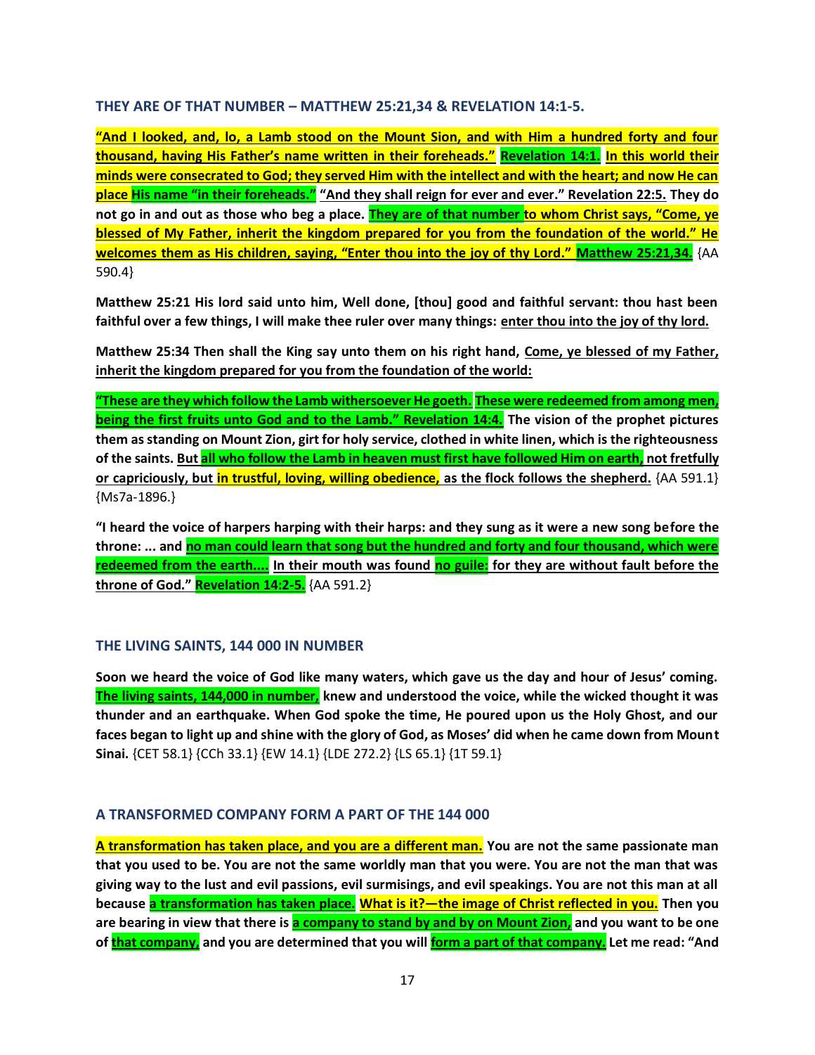### THEY ARE OF THAT NUMBER – MATTHEW 25:21,34 & REVELATION 14:1-5.

**“And I looked, and, lo, a Lamb stood on the Mount Sion, and with Him a hundred forty and four thousand, having His Father’s name written in their foreheads.” Revelation 14:1. In this world their minds were consecrated to God; they served Him with the intellect and with the heart; and now He can place His name “in their foreheads.” “And they shall reign for ever and ever.” Revelation 22:5. They do not go in and out as those who beg a place. They are of that number to whom Christ says, “Come, ye blessed of My Father, inherit the kingdom prepared for you from the foundation of the world.” He welcomes them as His children, saying, “Enter thou into the joy of thy Lord.” Matthew 25:21,34.** {AA 590.4}

**Matthew 25:21 His lord said unto him, Well done, [thou] good and faithful servant: thou hast been faithful over a few things, I will make thee ruler over many things: enter thou into the joy of thy lord.**

**Matthew 25:34 Then shall the King say unto them on his right hand, Come, ye blessed of my Father, inherit the kingdom prepared for you from the foundation of the world:**

**“These are they which follow the Lamb withersoever He goeth. These were redeemed from among men, being the first fruits unto God and to the Lamb.” Revelation 14:4. The vision of the prophet pictures them as standing on Mount Zion, girt for holy service, clothed in white linen, which is the righteousness of the saints. But all who follow the Lamb in heaven must first have followed Him on earth, not fretfully or capriciously, but in trustful, loving, willing obedience, as the flock follows the shepherd.** {AA 591.1} {Ms7a-1896.}

**“I heard the voice of harpers harping with their harps: and they sung as it were a new song before the throne: ... and no man could learn that song but the hundred and forty and four thousand, which were redeemed from the earth.... In their mouth was found no guile: for they are without fault before the throne of God.” Revelation 14:2-5.** {AA 591.2}

### THE LIVING SAINTS, 144 000 IN NUMBER

**Soon we heard the voice of God like many waters, which gave us the day and hour of Jesus’ coming. The living saints, 144,000 in number, knew and understood the voice, while the wicked thought it was thunder and an earthquake. When God spoke the time, He poured upon us the Holy Ghost, and our faces began to light up and shine with the glory of God, as Moses’ did when he came down from Mount Sinai.** {CET 58.1} {CCh 33.1} {EW 14.1} {LDE 272.2} {LS 65.1} {1T 59.1}

### A TRANSFORMED COMPANY FORM A PART OF THE 144 000

**A transformation has taken place, and you are a different man. You are not the same passionate man that you used to be. You are not the same worldly man that you were. You are not the man that was giving way to the lust and evil passions, evil surmisings, and evil speakings. You are not this man at all because a transformation has taken place. What is it?—the image of Christ reflected in you. Then you are bearing in view that there is a company to stand by and by on Mount Zion, and you want to be one of that company, and you are determined that you will form a part of that company. Let me read: “And**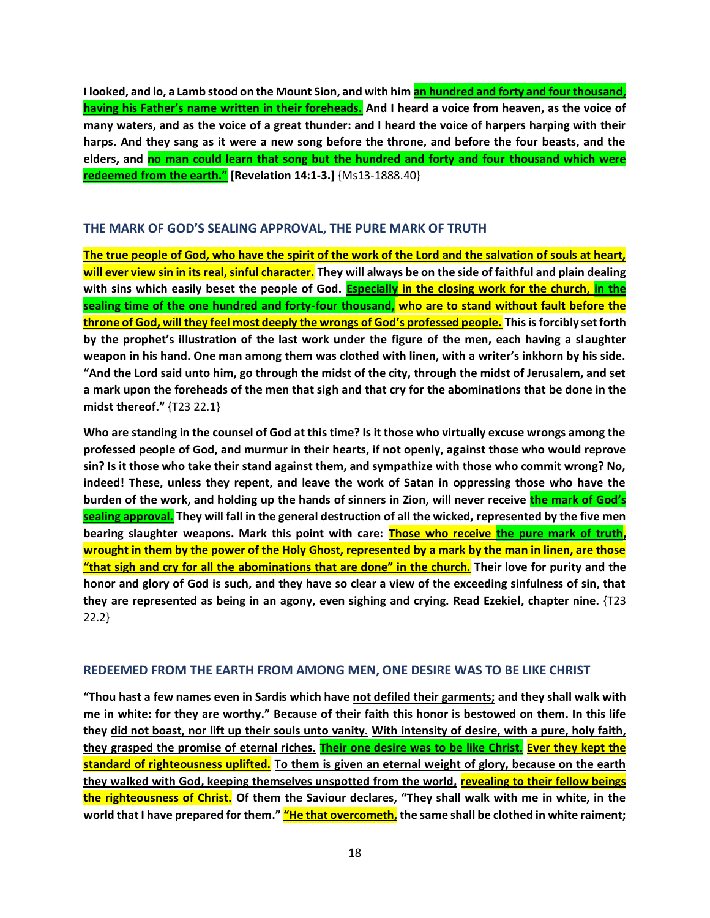**I looked, and lo, a Lamb stood on the Mount Sion, and with him an hundred and forty and four thousand, having his Father's name written in their foreheads. And I heard a voice from heaven, as the voice of many waters, and as the voice of a great thunder: and I heard the voice of harpers harping with their harps. And they sang as it were a new song before the throne, and before the four beasts, and the elders, and no man could learn that song but the hundred and forty and four thousand which were redeemed from the earth." [Revelation 14:1-3.]** {Ms13-1888.40}

### THE MARK OF GOD'S SEALING APPROVAL, THE PURE MARK OF TRUTH

**The true people of God, who have the spirit of the work of the Lord and the salvation of souls at heart, will ever view sin in its real, sinful character. They will always be on the side of faithful and plain dealing with sins which easily beset the people of God. Especially in the closing work for the church, in the sealing time of the one hundred and forty-four thousand, who are to stand without fault before the throne of God, will they feel most deeply the wrongs of God's professed people. This is forcibly set forth by the prophet's illustration of the last work under the figure of the men, each having a slaughter weapon in his hand. One man among them was clothed with linen, with a writer's inkhorn by his side. "And the Lord said unto him, go through the midst of the city, through the midst of Jerusalem, and set a mark upon the foreheads of the men that sigh and that cry for the abominations that be done in the midst thereof."** {T23 22.1}

**Who are standing in the counsel of God at this time? Is it those who virtually excuse wrongs among the professed people of God, and murmur in their hearts, if not openly, against those who would reprove sin? Is it those who take their stand against them, and sympathize with those who commit wrong? No, indeed! These, unless they repent, and leave the work of Satan in oppressing those who have the burden of the work, and holding up the hands of sinners in Zion, will never receive the mark of God's sealing approval. They will fall in the general destruction of all the wicked, represented by the five men bearing slaughter weapons. Mark this point with care: Those who receive the pure mark of truth, wrought in them by the power of the Holy Ghost, represented by a mark by the man in linen, are those "that sigh and cry for all the abominations that are done" in the church. Their love for purity and the honor and glory of God is such, and they have so clear a view of the exceeding sinfulness of sin, that they are represented as being in an agony, even sighing and crying. Read Ezekiel, chapter nine.** {T23 22.2}

### REDEEMED FROM THE EARTH FROM AMONG MEN, ONE DESIRE WAS TO BE LIKE CHRIST

**"Thou hast a few names even in Sardis which have not defiled their garments; and they shall walk with me in white: for they are worthy." Because of their faith this honor is bestowed on them. In this life they did not boast, nor lift up their souls unto vanity. With intensity of desire, with a pure, holy faith, they grasped the promise of eternal riches. Their one desire was to be like Christ. Ever they kept the standard of righteousness uplifted. To them is given an eternal weight of glory, because on the earth they walked with God, keeping themselves unspotted from the world, revealing to their fellow beings the righteousness of Christ. Of them the Saviour declares, "They shall walk with me in white, in the world that I have prepared for them." "He that overcometh, the same shall be clothed in white raiment;**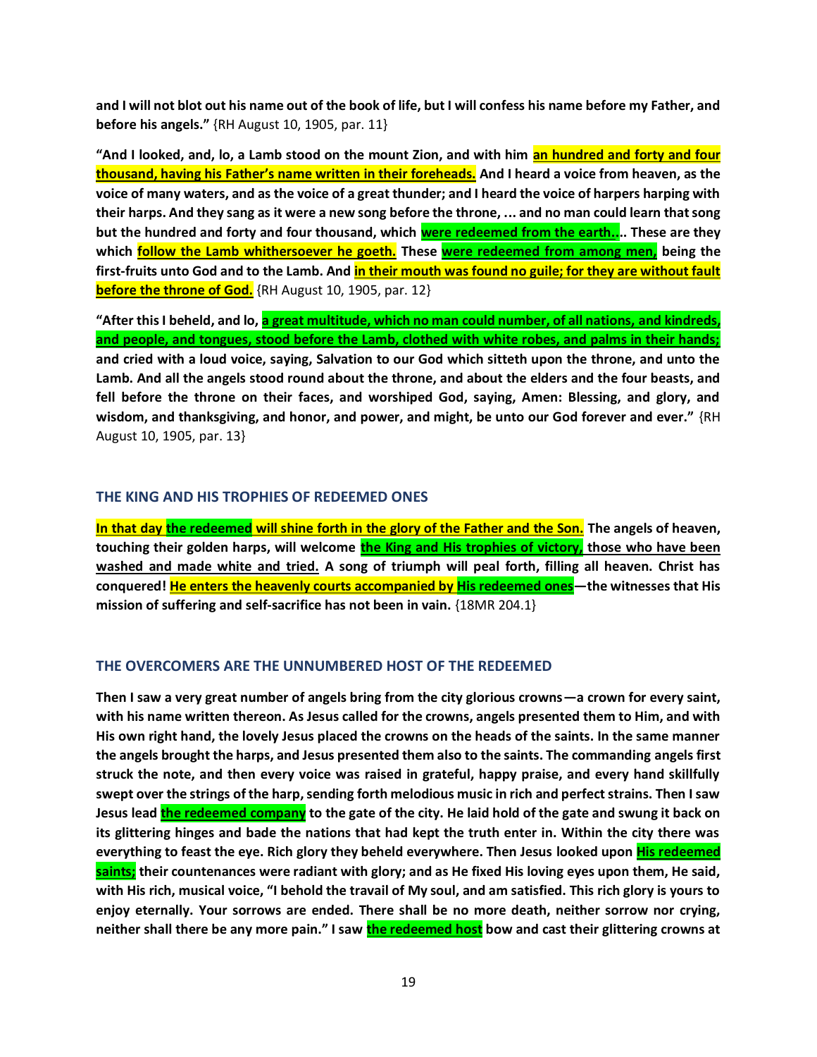**and I will not blot out his name out of the book of life, but I will confess his name before my Father, and before his angels."** {RH August 10, 1905, par. 11}

**"And I looked, and, lo, a Lamb stood on the mount Zion, and with him <u>an hundred and forty and four thousand, having his Father's name written in their foreheads.</u> And I heard a voice from heaven, as the voice of many waters, and as the voice of a great thunder; and I heard the voice of harpers harping with their harps. And they sang as it were a new song before the throne, ... and no man could learn that song but the hundred and forty and four thousand, which <u>were redeemed from the earth...</u>. These are they which <u>follow the Lamb whithersoever he goeth.</u> These <u>were redeemed from among men,</u> being the first-fruits unto God and to the Lamb. And <u>in their mouth was found no guile; for they are without fault before the throne of God.</u>** {RH August 10, 1905, par. 12}

**"After this I beheld, and lo, <u>a great multitude, which no man could number, of all nations, and kindreds, and people, and tongues, stood before the Lamb, clothed with white robes, and palms in their hands;</u> and cried with a loud voice, saying, Salvation to our God which sitteth upon the throne, and unto the Lamb. And all the angels stood round about the throne, and about the elders and the four beasts, and fell before the throne on their faces, and worshiped God, saying, Amen: Blessing, and glory, and wisdom, and thanksgiving, and honor, and power, and might, be unto our God forever and ever."** {RH August 10, 1905, par. 13}

### THE KING AND HIS TROPHIES OF REDEEMED ONES

**<u>In that day the redeemed will shine forth in the glory of the Father and the Son.</u> The angels of heaven, touching their golden harps, will welcome <u>the King and His trophies of victory, those who have been washed and made white and tried.</u> A song of triumph will peal forth, filling all heaven. Christ has conquered! <u>He enters the heavenly courts accompanied by His redeemed ones</u>—the witnesses that His mission of suffering and self-sacrifice has not been in vain.** {18MR 204.1}

### THE OVERCOMERS ARE THE UNNUMBERED HOST OF THE REDEEMED

**Then I saw a very great number of angels bring from the city glorious crowns—a crown for every saint, with his name written thereon. As Jesus called for the crowns, angels presented them to Him, and with His own right hand, the lovely Jesus placed the crowns on the heads of the saints. In the same manner the angels brought the harps, and Jesus presented them also to the saints. The commanding angels first struck the note, and then every voice was raised in grateful, happy praise, and every hand skillfully swept over the strings of the harp, sending forth melodious music in rich and perfect strains. Then I saw Jesus lead <u>the redeemed company</u> to the gate of the city. He laid hold of the gate and swung it back on its glittering hinges and bade the nations that had kept the truth enter in. Within the city there was everything to feast the eye. Rich glory they beheld everywhere. Then Jesus looked upon <u>His redeemed saints;</u> their countenances were radiant with glory; and as He fixed His loving eyes upon them, He said, with His rich, musical voice, "I behold the travail of My soul, and am satisfied. This rich glory is yours to enjoy eternally. Your sorrows are ended. There shall be no more death, neither sorrow nor crying, neither shall there be any more pain." I saw <u>the redeemed host</u> bow and cast their glittering crowns at**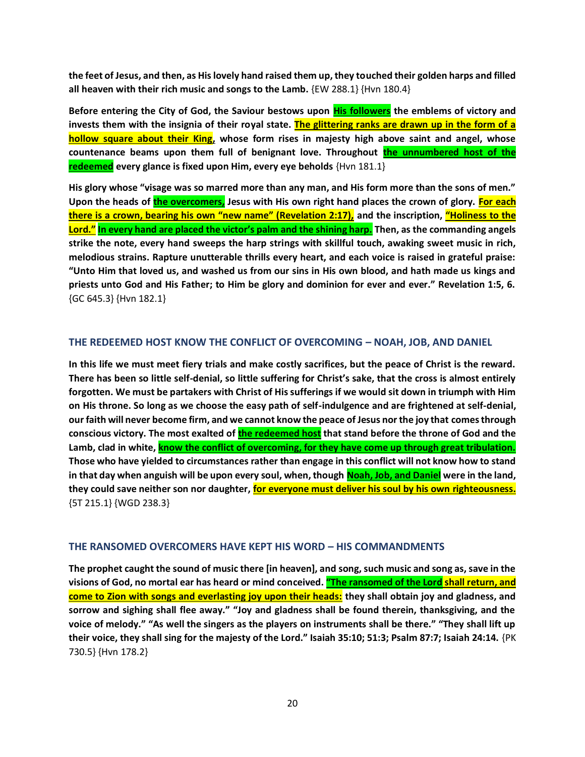**the feet of Jesus, and then, as His lovely hand raised them up, they touched their golden harps and filled all heaven with their rich music and songs to the Lamb.** {EW 288.1} {Hvn 180.4}

**Before entering the City of God, the Saviour bestows upon His followers the emblems of victory and invests them with the insignia of their royal state. The glittering ranks are drawn up in the form of a hollow square about their King, whose form rises in majesty high above saint and angel, whose countenance beams upon them full of benignant love. Throughout the unnumbered host of the redeemed every glance is fixed upon Him, every eye beholds** {Hvn 181.1}

**His glory whose "visage was so marred more than any man, and His form more than the sons of men." Upon the heads of the overcomers, Jesus with His own right hand places the crown of glory. For each there is a crown, bearing his own "new name" (Revelation 2:17), and the inscription, "Holiness to the Lord." In every hand are placed the victor's palm and the shining harp. Then, as the commanding angels strike the note, every hand sweeps the harp strings with skillful touch, awaking sweet music in rich, melodious strains. Rapture unutterable thrills every heart, and each voice is raised in grateful praise: "Unto Him that loved us, and washed us from our sins in His own blood, and hath made us kings and priests unto God and His Father; to Him be glory and dominion for ever and ever." Revelation 1:5, 6.** {GC 645.3} {Hvn 182.1}

### THE REDEEMED HOST KNOW THE CONFLICT OF OVERCOMING – NOAH, JOB, AND DANIEL

**In this life we must meet fiery trials and make costly sacrifices, but the peace of Christ is the reward. There has been so little self-denial, so little suffering for Christ's sake, that the cross is almost entirely forgotten. We must be partakers with Christ of His sufferings if we would sit down in triumph with Him on His throne. So long as we choose the easy path of self-indulgence and are frightened at self-denial, our faith will never become firm, and we cannot know the peace of Jesus nor the joy that comes through conscious victory. The most exalted of the redeemed host that stand before the throne of God and the Lamb, clad in white, know the conflict of overcoming, for they have come up through great tribulation. Those who have yielded to circumstances rather than engage in this conflict will not know how to stand in that day when anguish will be upon every soul, when, though Noah, Job, and Daniel were in the land, they could save neither son nor daughter, for everyone must deliver his soul by his own righteousness.** {5T 215.1} {WGD 238.3}

### THE RANSOMED OVERCOMERS HAVE KEPT HIS WORD – HIS COMMANDMENTS

**The prophet caught the sound of music there [in heaven], and song, such music and song as, save in the visions of God, no mortal ear has heard or mind conceived. "The ransomed of the Lord shall return, and come to Zion with songs and everlasting joy upon their heads: they shall obtain joy and gladness, and sorrow and sighing shall flee away." "Joy and gladness shall be found therein, thanksgiving, and the voice of melody." "As well the singers as the players on instruments shall be there." "They shall lift up their voice, they shall sing for the majesty of the Lord." Isaiah 35:10; 51:3; Psalm 87:7; Isaiah 24:14.** {PK 730.5} {Hvn 178.2}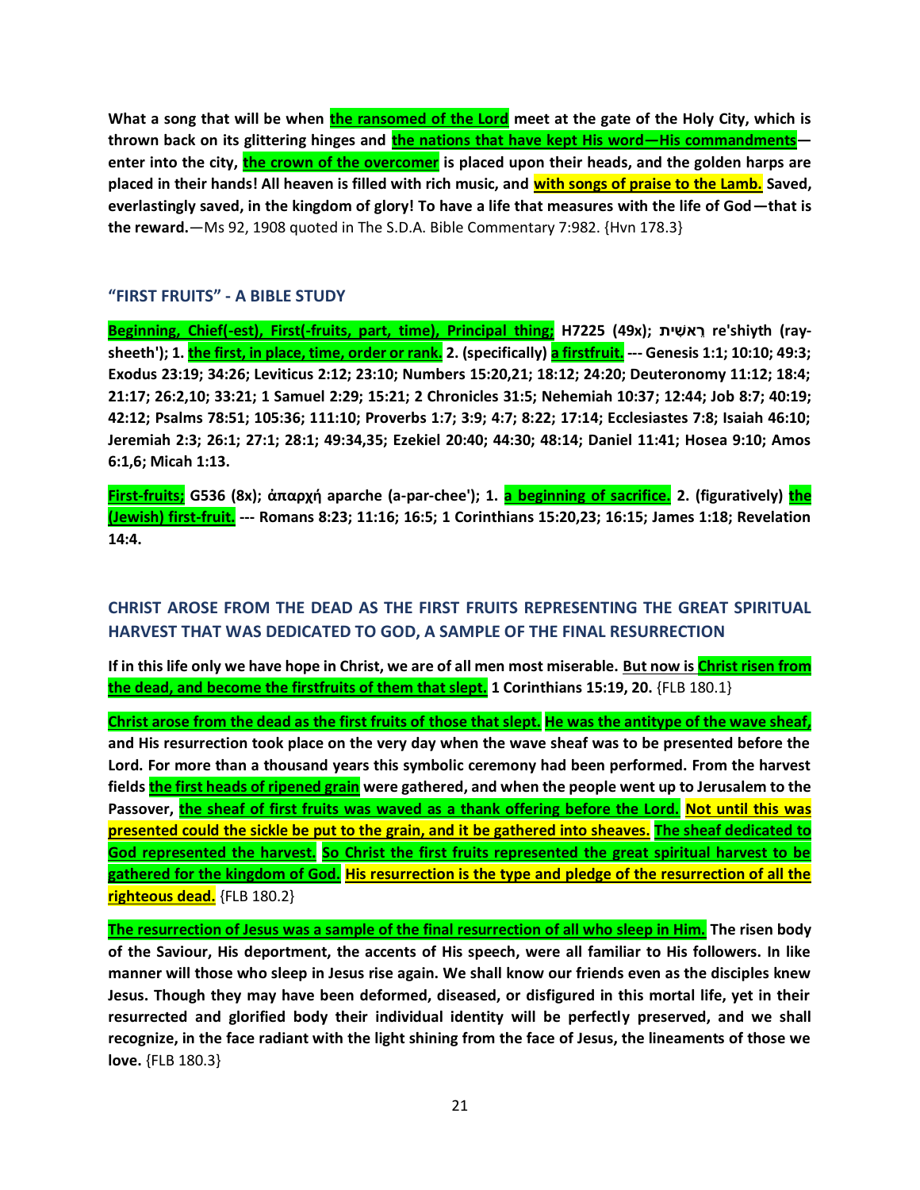**What a song that will be when the ransomed of the Lord meet at the gate of the Holy City, which is thrown back on its glittering hinges and the nations that have kept His word—His commandments—enter into the city, the crown of the overcomer is placed upon their heads, and the golden harps are placed in their hands! All heaven is filled with rich music, and with songs of praise to the Lamb. Saved, everlastingly saved, in the kingdom of glory! To have a life that measures with the life of God—that is the reward.**—Ms 92, 1908 quoted in The S.D.A. Bible Commentary 7:982. {Hvn 178.3}

### "FIRST FRUITS" - A BIBLE STUDY

**Beginning, Chief(-est), First(-fruits, part, time), Principal thing; H7225 (49x); רֵאשִׁית re'shiyth (ray-sheeth'); 1. the first, in place, time, order or rank. 2. (specifically) a firstfruit. --- Genesis 1:1; 10:10; 49:3; Exodus 23:19; 34:26; Leviticus 2:12; 23:10; Numbers 15:20,21; 18:12; 24:20; Deuteronomy 11:12; 18:4; 21:17; 26:2,10; 33:21; 1 Samuel 2:29; 15:21; 2 Chronicles 31:5; Nehemiah 10:37; 12:44; Job 8:7; 40:19; 42:12; Psalms 78:51; 105:36; 111:10; Proverbs 1:7; 3:9; 4:7; 8:22; 17:14; Ecclesiastes 7:8; Isaiah 46:10; Jeremiah 2:3; 26:1; 27:1; 28:1; 49:34,35; Ezekiel 20:40; 44:30; 48:14; Daniel 11:41; Hosea 9:10; Amos 6:1,6; Micah 1:13.**

**First-fruits; G536 (8x); ἀπαρχή aparche (a-par-chee'); 1. a beginning of sacrifice. 2. (figuratively) the (Jewish) first-fruit. --- Romans 8:23; 11:16; 16:5; 1 Corinthians 15:20,23; 16:15; James 1:18; Revelation 14:4.**

### CHRIST AROSE FROM THE DEAD AS THE FIRST FRUITS REPRESENTING THE GREAT SPIRITUAL HARVEST THAT WAS DEDICATED TO GOD, A SAMPLE OF THE FINAL RESURRECTION

**If in this life only we have hope in Christ, we are of all men most miserable. But now is Christ risen from the dead, and become the firstfruits of them that slept. 1 Corinthians 15:19, 20.** {FLB 180.1}

**Christ arose from the dead as the first fruits of those that slept. He was the antitype of the wave sheaf, and His resurrection took place on the very day when the wave sheaf was to be presented before the Lord. For more than a thousand years this symbolic ceremony had been performed. From the harvest fields the first heads of ripened grain were gathered, and when the people went up to Jerusalem to the Passover, the sheaf of first fruits was waved as a thank offering before the Lord. Not until this was presented could the sickle be put to the grain, and it be gathered into sheaves. The sheaf dedicated to God represented the harvest. So Christ the first fruits represented the great spiritual harvest to be gathered for the kingdom of God. His resurrection is the type and pledge of the resurrection of all the righteous dead.** {FLB 180.2}

**The resurrection of Jesus was a sample of the final resurrection of all who sleep in Him. The risen body of the Saviour, His deportment, the accents of His speech, were all familiar to His followers. In like manner will those who sleep in Jesus rise again. We shall know our friends even as the disciples knew Jesus. Though they may have been deformed, diseased, or disfigured in this mortal life, yet in their resurrected and glorified body their individual identity will be perfectly preserved, and we shall recognize, in the face radiant with the light shining from the face of Jesus, the lineaments of those we love.** {FLB 180.3}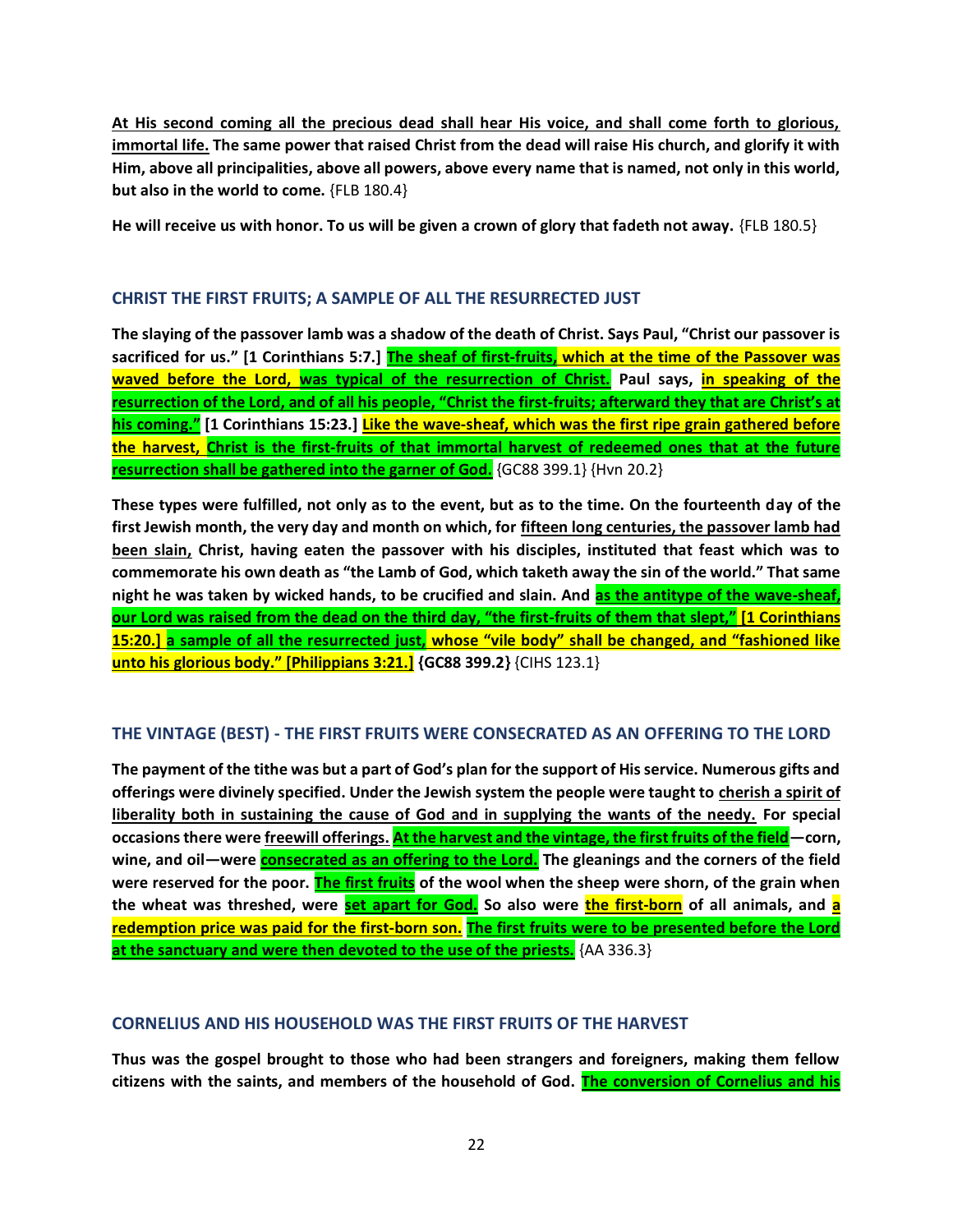**At His second coming all the precious dead shall hear His voice, and shall come forth to glorious, immortal life. The same power that raised Christ from the dead will raise His church, and glorify it with Him, above all principalities, above all powers, above every name that is named, not only in this world, but also in the world to come.** {FLB 180.4}

**He will receive us with honor. To us will be given a crown of glory that fadeth not away.** {FLB 180.5}

### CHRIST THE FIRST FRUITS; A SAMPLE OF ALL THE RESURRECTED JUST

**The slaying of the passover lamb was a shadow of the death of Christ. Says Paul, "Christ our passover is sacrificed for us." [1 Corinthians 5:7.] The sheaf of first-fruits, which at the time of the Passover was waved before the Lord, was typical of the resurrection of Christ. Paul says, in speaking of the resurrection of the Lord, and of all his people, "Christ the first-fruits; afterward they that are Christ's at his coming." [1 Corinthians 15:23.] Like the wave-sheaf, which was the first ripe grain gathered before the harvest, Christ is the first-fruits of that immortal harvest of redeemed ones that at the future resurrection shall be gathered into the garner of God.** {GC88 399.1} {Hvn 20.2}

**These types were fulfilled, not only as to the event, but as to the time. On the fourteenth day of the first Jewish month, the very day and month on which, for fifteen long centuries, the passover lamb had been slain, Christ, having eaten the passover with his disciples, instituted that feast which was to commemorate his own death as "the Lamb of God, which taketh away the sin of the world." That same night he was taken by wicked hands, to be crucified and slain. And as the antitype of the wave-sheaf, our Lord was raised from the dead on the third day, "the first-fruits of them that slept," [1 Corinthians 15:20.] a sample of all the resurrected just, whose "vile body" shall be changed, and "fashioned like unto his glorious body." [Philippians 3:21.] {GC88 399.2}** {CIHS 123.1}

### THE VINTAGE (BEST) - THE FIRST FRUITS WERE CONSECRATED AS AN OFFERING TO THE LORD

**The payment of the tithe was but a part of God's plan for the support of His service. Numerous gifts and offerings were divinely specified. Under the Jewish system the people were taught to cherish a spirit of liberality both in sustaining the cause of God and in supplying the wants of the needy. For special occasions there were freewill offerings. At the harvest and the vintage, the first fruits of the field—corn, wine, and oil—were consecrated as an offering to the Lord. The gleanings and the corners of the field were reserved for the poor. The first fruits of the wool when the sheep were shorn, of the grain when the wheat was threshed, were set apart for God. So also were the first-born of all animals, and a redemption price was paid for the first-born son. The first fruits were to be presented before the Lord at the sanctuary and were then devoted to the use of the priests.** {AA 336.3}

### CORNELIUS AND HIS HOUSEHOLD WAS THE FIRST FRUITS OF THE HARVEST

**Thus was the gospel brought to those who had been strangers and foreigners, making them fellow citizens with the saints, and members of the household of God. The conversion of Cornelius and his**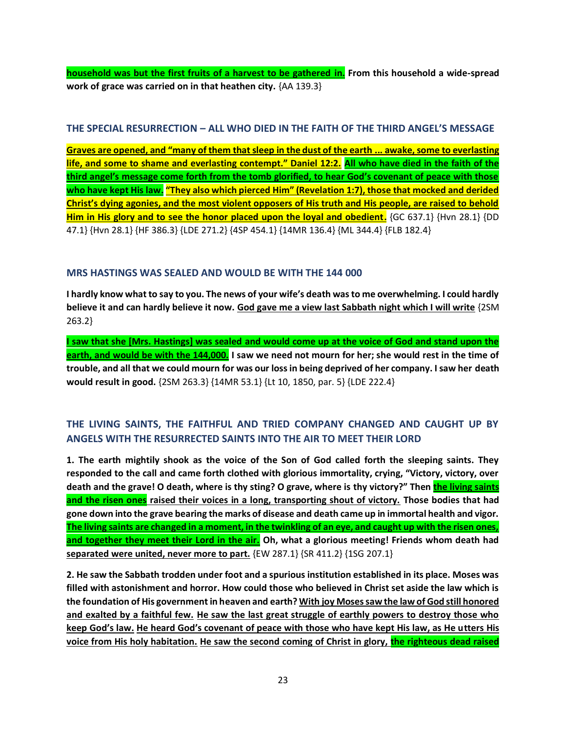**household was but the first fruits of a harvest to be gathered in. From this household a wide-spread work of grace was carried on in that heathen city.** {AA 139.3}

### THE SPECIAL RESURRECTION – ALL WHO DIED IN THE FAITH OF THE THIRD ANGEL'S MESSAGE

**Graves are opened, and "many of them that sleep in the dust of the earth ... awake, some to everlasting life, and some to shame and everlasting contempt." Daniel 12:2. All who have died in the faith of the third angel's message come forth from the tomb glorified, to hear God's covenant of peace with those who have kept His law. "They also which pierced Him" (Revelation 1:7), those that mocked and derided Christ's dying agonies, and the most violent opposers of His truth and His people, are raised to behold Him in His glory and to see the honor placed upon the loyal and obedient.** {GC 637.1} {Hvn 28.1} {DD 47.1} {Hvn 28.1} {HF 386.3} {LDE 271.2} {4SP 454.1} {14MR 136.4} {ML 344.4} {FLB 182.4}

### MRS HASTINGS WAS SEALED AND WOULD BE WITH THE 144 000

**I hardly know what to say to you. The news of your wife's death was to me overwhelming. I could hardly believe it and can hardly believe it now. God gave me a view last Sabbath night which I will write** {2SM 263.2}

**I saw that she [Mrs. Hastings] was sealed and would come up at the voice of God and stand upon the earth, and would be with the 144,000. I saw we need not mourn for her; she would rest in the time of trouble, and all that we could mourn for was our loss in being deprived of her company. I saw her death would result in good.** {2SM 263.3} {14MR 53.1} {Lt 10, 1850, par. 5} {LDE 222.4}

### THE LIVING SAINTS, THE FAITHFUL AND TRIED COMPANY CHANGED AND CAUGHT UP BY ANGELS WITH THE RESURRECTED SAINTS INTO THE AIR TO MEET THEIR LORD

**1. The earth mightily shook as the voice of the Son of God called forth the sleeping saints. They responded to the call and came forth clothed with glorious immortality, crying, "Victory, victory, over death and the grave! O death, where is thy sting? O grave, where is thy victory?" Then the living saints and the risen ones raised their voices in a long, transporting shout of victory. Those bodies that had gone down into the grave bearing the marks of disease and death came up in immortal health and vigor. The living saints are changed in a moment, in the twinkling of an eye, and caught up with the risen ones, and together they meet their Lord in the air. Oh, what a glorious meeting! Friends whom death had separated were united, never more to part.** {EW 287.1} {SR 411.2} {1SG 207.1}

**2. He saw the Sabbath trodden under foot and a spurious institution established in its place. Moses was filled with astonishment and horror. How could those who believed in Christ set aside the law which is the foundation of His government in heaven and earth? With joy Moses saw the law of God still honored and exalted by a faithful few. He saw the last great struggle of earthly powers to destroy those who keep God's law. He heard God's covenant of peace with those who have kept His law, as He utters His voice from His holy habitation. He saw the second coming of Christ in glory, the righteous dead raised**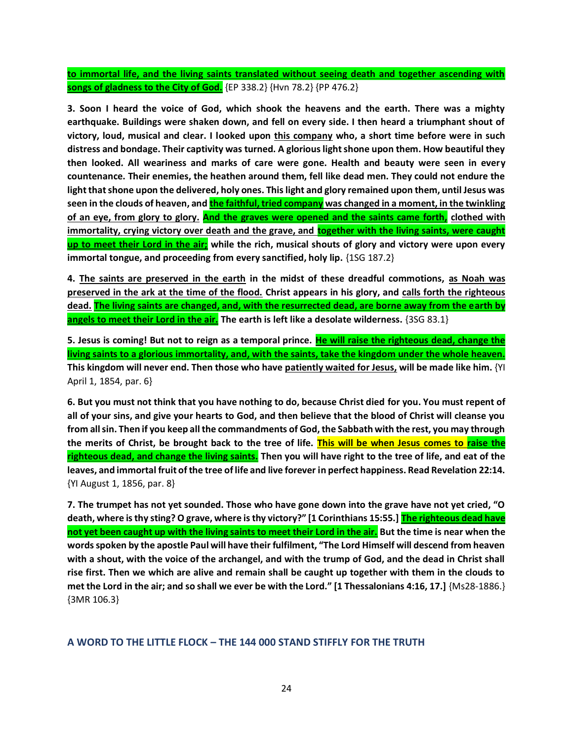**to immortal life, and the living saints translated without seeing death and together ascending with songs of gladness to the City of God.** {EP 338.2} {Hvn 78.2} {PP 476.2}

**3. Soon I heard the voice of God, which shook the heavens and the earth. There was a mighty earthquake. Buildings were shaken down, and fell on every side. I then heard a triumphant shout of victory, loud, musical and clear. I looked upon this company who, a short time before were in such distress and bondage. Their captivity was turned. A glorious light shone upon them. How beautiful they then looked. All weariness and marks of care were gone. Health and beauty were seen in every countenance. Their enemies, the heathen around them, fell like dead men. They could not endure the light that shone upon the delivered, holy ones. This light and glory remained upon them, until Jesus was seen in the clouds of heaven, and the faithful, tried company was changed in a moment, in the twinkling of an eye, from glory to glory. And the graves were opened and the saints came forth, clothed with immortality, crying victory over death and the grave, and together with the living saints, were caught up to meet their Lord in the air; while the rich, musical shouts of glory and victory were upon every immortal tongue, and proceeding from every sanctified, holy lip.** {1SG 187.2}

**4. The saints are preserved in the earth in the midst of these dreadful commotions, as Noah was preserved in the ark at the time of the flood. Christ appears in his glory, and calls forth the righteous dead. The living saints are changed, and, with the resurrected dead, are borne away from the earth by angels to meet their Lord in the air. The earth is left like a desolate wilderness.** {3SG 83.1}

**5. Jesus is coming! But not to reign as a temporal prince. He will raise the righteous dead, change the living saints to a glorious immortality, and, with the saints, take the kingdom under the whole heaven. This kingdom will never end. Then those who have patiently waited for Jesus, will be made like him.** {YI April 1, 1854, par. 6}

**6. But you must not think that you have nothing to do, because Christ died for you. You must repent of all of your sins, and give your hearts to God, and then believe that the blood of Christ will cleanse you from all sin. Then if you keep all the commandments of God, the Sabbath with the rest, you may through the merits of Christ, be brought back to the tree of life. This will be when Jesus comes to raise the righteous dead, and change the living saints. Then you will have right to the tree of life, and eat of the leaves, and immortal fruit of the tree of life and live forever in perfect happiness. Read Revelation 22:14.** {YI August 1, 1856, par. 8}

**7. The trumpet has not yet sounded. Those who have gone down into the grave have not yet cried, "O death, where is thy sting? O grave, where is thy victory?" [1 Corinthians 15:55.] The righteous dead have not yet been caught up with the living saints to meet their Lord in the air. But the time is near when the words spoken by the apostle Paul will have their fulfilment, "The Lord Himself will descend from heaven with a shout, with the voice of the archangel, and with the trump of God, and the dead in Christ shall rise first. Then we which are alive and remain shall be caught up together with them in the clouds to met the Lord in the air; and so shall we ever be with the Lord." [1 Thessalonians 4:16, 17.]** {Ms28-1886.} {3MR 106.3}

## A WORD TO THE LITTLE FLOCK – THE 144 000 STAND STIFFLY FOR THE TRUTH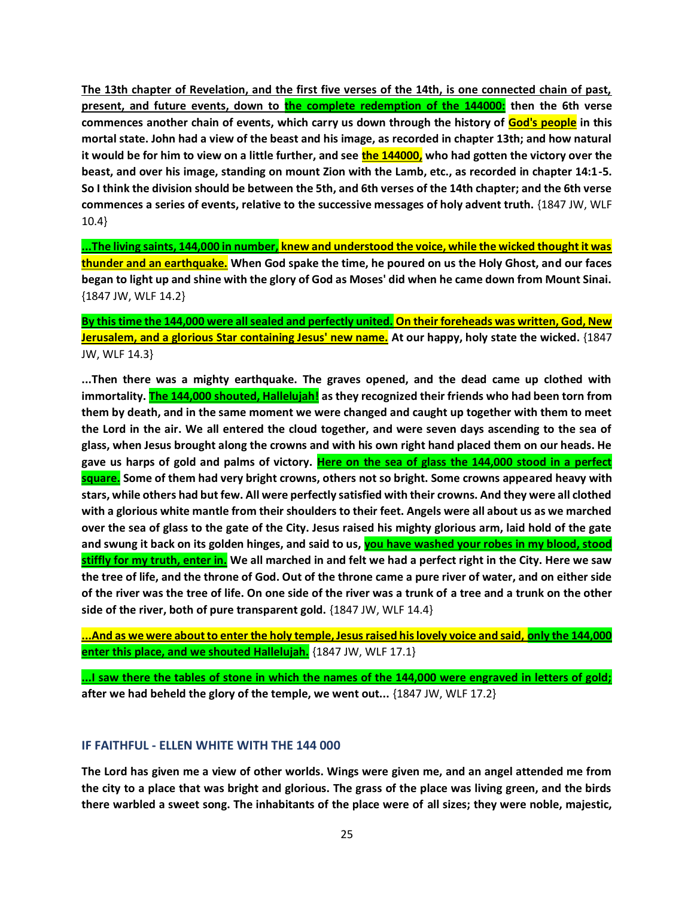**<u>The 13th chapter of Revelation, and the first five verses of the 14th, is one connected chain of past, present, and future events, down to the complete redemption of the 144000:</u> then the 6th verse commences another chain of events, which carry us down through the history of <u>God's people</u> in this mortal state. John had a view of the beast and his image, as recorded in chapter 13th; and how natural it would be for him to view on a little further, and see <u>the 144000,</u> who had gotten the victory over the beast, and over his image, standing on mount Zion with the Lamb, etc., as recorded in chapter 14:1-5. So I think the division should be between the 5th, and 6th verses of the 14th chapter; and the 6th verse commences a series of events, relative to the successive messages of holy advent truth.** {1847 JW, WLF 10.4}

**<u>...The living saints, 144,000 in number, knew and understood the voice, while the wicked thought it was thunder and an earthquake.</u> When God spake the time, he poured on us the Holy Ghost, and our faces began to light up and shine with the glory of God as Moses' did when he came down from Mount Sinai.** {1847 JW, WLF 14.2}

**<u>By this time the 144,000 were all sealed and perfectly united. On their foreheads was written, God, New Jerusalem, and a glorious Star containing Jesus' new name.</u> At our happy, holy state the wicked.** {1847 JW, WLF 14.3}

**...Then there was a mighty earthquake. The graves opened, and the dead came up clothed with immortality. <u>The 144,000 shouted, Hallelujah!</u> as they recognized their friends who had been torn from them by death, and in the same moment we were changed and caught up together with them to meet the Lord in the air. We all entered the cloud together, and were seven days ascending to the sea of glass, when Jesus brought along the crowns and with his own right hand placed them on our heads. He gave us harps of gold and palms of victory. <u>Here on the sea of glass the 144,000 stood in a perfect square.</u> Some of them had very bright crowns, others not so bright. Some crowns appeared heavy with stars, while others had but few. All were perfectly satisfied with their crowns. And they were all clothed with a glorious white mantle from their shoulders to their feet. Angels were all about us as we marched over the sea of glass to the gate of the City. Jesus raised his mighty glorious arm, laid hold of the gate and swung it back on its golden hinges, and said to us, <u>you have washed your robes in my blood, stood stiffly for my truth, enter in.</u> We all marched in and felt we had a perfect right in the City. Here we saw the tree of life, and the throne of God. Out of the throne came a pure river of water, and on either side of the river was the tree of life. On one side of the river was a trunk of a tree and a trunk on the other side of the river, both of pure transparent gold.** {1847 JW, WLF 14.4}

**<u>...And as we were about to enter the holy temple, Jesus raised his lovely voice and said, only the 144,000 enter this place, and we shouted Hallelujah.</u>** {1847 JW, WLF 17.1}

**<u>...I saw there the tables of stone in which the names of the 144,000 were engraved in letters of gold;</u> after we had beheld the glory of the temple, we went out...** {1847 JW, WLF 17.2}

## IF FAITHFUL - ELLEN WHITE WITH THE 144 000

**The Lord has given me a view of other worlds. Wings were given me, and an angel attended me from the city to a place that was bright and glorious. The grass of the place was living green, and the birds there warbled a sweet song. The inhabitants of the place were of all sizes; they were noble, majestic,**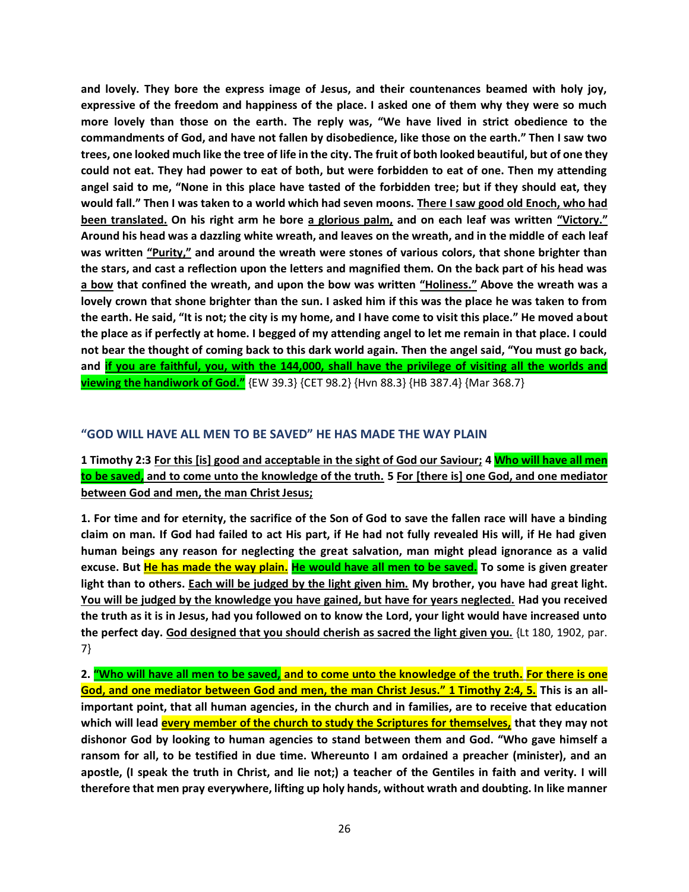**and lovely. They bore the express image of Jesus, and their countenances beamed with holy joy, expressive of the freedom and happiness of the place. I asked one of them why they were so much more lovely than those on the earth. The reply was, "We have lived in strict obedience to the commandments of God, and have not fallen by disobedience, like those on the earth." Then I saw two trees, one looked much like the tree of life in the city. The fruit of both looked beautiful, but of one they could not eat. They had power to eat of both, but were forbidden to eat of one. Then my attending angel said to me, "None in this place have tasted of the forbidden tree; but if they should eat, they would fall." Then I was taken to a world which had seven moons. There I saw good old Enoch, who had been translated. On his right arm he bore a glorious palm, and on each leaf was written "Victory." Around his head was a dazzling white wreath, and leaves on the wreath, and in the middle of each leaf was written "Purity," and around the wreath were stones of various colors, that shone brighter than the stars, and cast a reflection upon the letters and magnified them. On the back part of his head was a bow that confined the wreath, and upon the bow was written "Holiness." Above the wreath was a lovely crown that shone brighter than the sun. I asked him if this was the place he was taken to from the earth. He said, "It is not; the city is my home, and I have come to visit this place." He moved about the place as if perfectly at home. I begged of my attending angel to let me remain in that place. I could not bear the thought of coming back to this dark world again. Then the angel said, "You must go back, and if you are faithful, you, with the 144,000, shall have the privilege of visiting all the worlds and viewing the handiwork of God."** {EW 39.3} {CET 98.2} {Hvn 88.3} {HB 387.4} {Mar 368.7}

### "GOD WILL HAVE ALL MEN TO BE SAVED" HE HAS MADE THE WAY PLAIN

**1 Timothy 2:3 For this [is] good and acceptable in the sight of God our Saviour; 4 Who will have all men to be saved, and to come unto the knowledge of the truth. 5 For [there is] one God, and one mediator between God and men, the man Christ Jesus;**

**1. For time and for eternity, the sacrifice of the Son of God to save the fallen race will have a binding claim on man. If God had failed to act His part, if He had not fully revealed His will, if He had given human beings any reason for neglecting the great salvation, man might plead ignorance as a valid excuse. But He has made the way plain. He would have all men to be saved. To some is given greater light than to others. Each will be judged by the light given him. My brother, you have had great light. You will be judged by the knowledge you have gained, but have for years neglected. Had you received the truth as it is in Jesus, had you followed on to know the Lord, your light would have increased unto the perfect day. God designed that you should cherish as sacred the light given you.** {Lt 180, 1902, par. 7}

**2. "Who will have all men to be saved, and to come unto the knowledge of the truth. For there is one God, and one mediator between God and men, the man Christ Jesus." 1 Timothy 2:4, 5. This is an all-important point, that all human agencies, in the church and in families, are to receive that education which will lead every member of the church to study the Scriptures for themselves, that they may not dishonor God by looking to human agencies to stand between them and God. "Who gave himself a ransom for all, to be testified in due time. Whereunto I am ordained a preacher (minister), and an apostle, (I speak the truth in Christ, and lie not;) a teacher of the Gentiles in faith and verity. I will therefore that men pray everywhere, lifting up holy hands, without wrath and doubting. In like manner**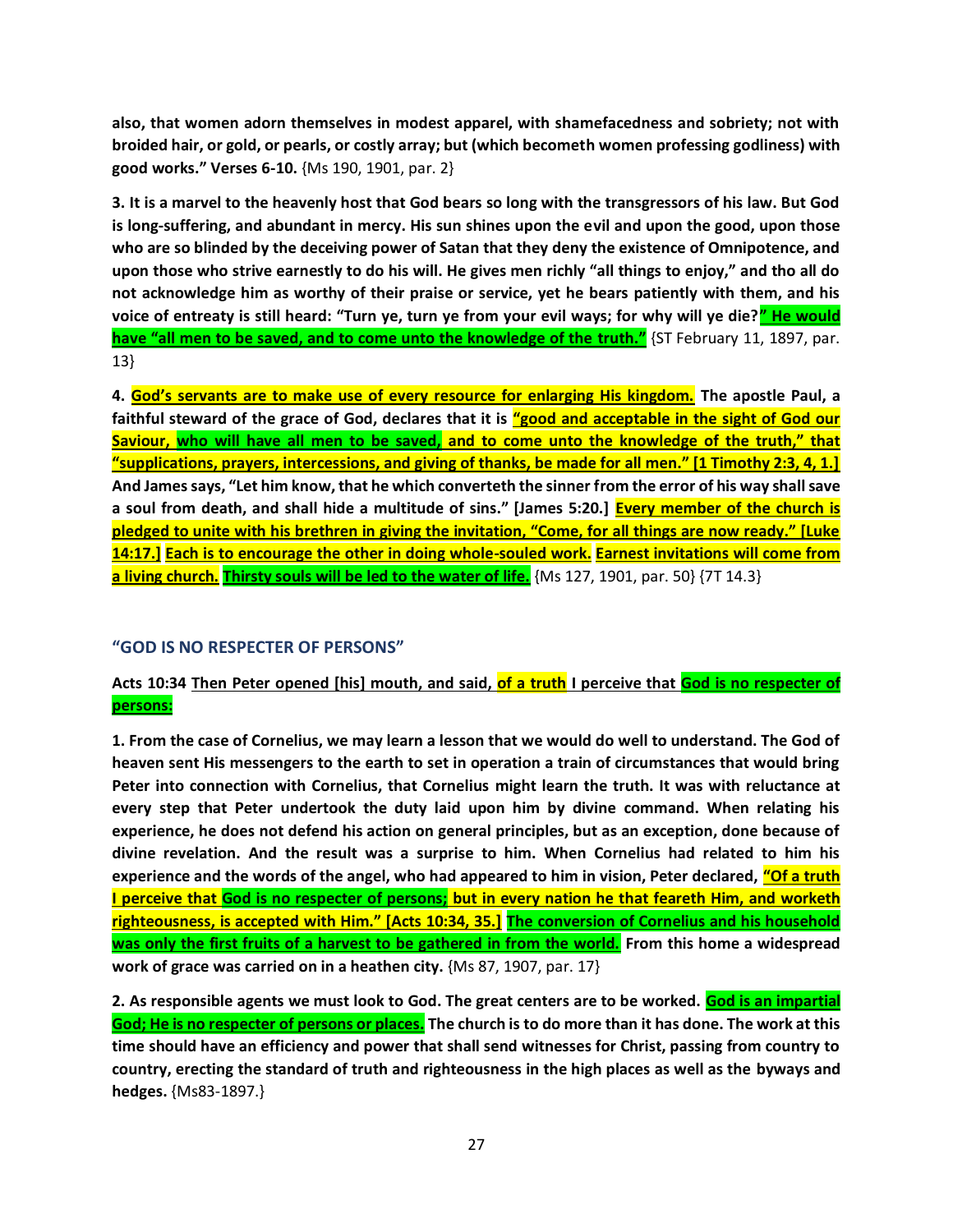**also, that women adorn themselves in modest apparel, with shamefacedness and sobriety; not with broided hair, or gold, or pearls, or costly array; but (which becometh women professing godliness) with good works." Verses 6-10.** {Ms 190, 1901, par. 2}

**3. It is a marvel to the heavenly host that God bears so long with the transgressors of his law. But God is long-suffering, and abundant in mercy. His sun shines upon the evil and upon the good, upon those who are so blinded by the deceiving power of Satan that they deny the existence of Omnipotence, and upon those who strive earnestly to do his will. He gives men richly "all things to enjoy," and tho all do not acknowledge him as worthy of their praise or service, yet he bears patiently with them, and his voice of entreaty is still heard: "Turn ye, turn ye from your evil ways; for why will ye die?" He would have "all men to be saved, and to come unto the knowledge of the truth."** {ST February 11, 1897, par. 13}

**4. God's servants are to make use of every resource for enlarging His kingdom. The apostle Paul, a faithful steward of the grace of God, declares that it is "good and acceptable in the sight of God our Saviour, who will have all men to be saved, and to come unto the knowledge of the truth," that "supplications, prayers, intercessions, and giving of thanks, be made for all men." [1 Timothy 2:3, 4, 1.] And James says, "Let him know, that he which converteth the sinner from the error of his way shall save a soul from death, and shall hide a multitude of sins." [James 5:20.] Every member of the church is pledged to unite with his brethren in giving the invitation, "Come, for all things are now ready." [Luke 14:17.] Each is to encourage the other in doing whole-souled work. Earnest invitations will come from a living church. Thirsty souls will be led to the water of life.** {Ms 127, 1901, par. 50} {7T 14.3}

## "GOD IS NO RESPECTER OF PERSONS"

**Acts 10:34 Then Peter opened [his] mouth, and said, of a truth I perceive that God is no respecter of persons:**

**1. From the case of Cornelius, we may learn a lesson that we would do well to understand. The God of heaven sent His messengers to the earth to set in operation a train of circumstances that would bring Peter into connection with Cornelius, that Cornelius might learn the truth. It was with reluctance at every step that Peter undertook the duty laid upon him by divine command. When relating his experience, he does not defend his action on general principles, but as an exception, done because of divine revelation. And the result was a surprise to him. When Cornelius had related to him his experience and the words of the angel, who had appeared to him in vision, Peter declared, "Of a truth I perceive that God is no respecter of persons; but in every nation he that feareth Him, and worketh righteousness, is accepted with Him." [Acts 10:34, 35.] The conversion of Cornelius and his household was only the first fruits of a harvest to be gathered in from the world. From this home a widespread work of grace was carried on in a heathen city.** {Ms 87, 1907, par. 17}

**2. As responsible agents we must look to God. The great centers are to be worked. God is an impartial God; He is no respecter of persons or places. The church is to do more than it has done. The work at this time should have an efficiency and power that shall send witnesses for Christ, passing from country to country, erecting the standard of truth and righteousness in the high places as well as the byways and hedges.** {Ms83-1897.}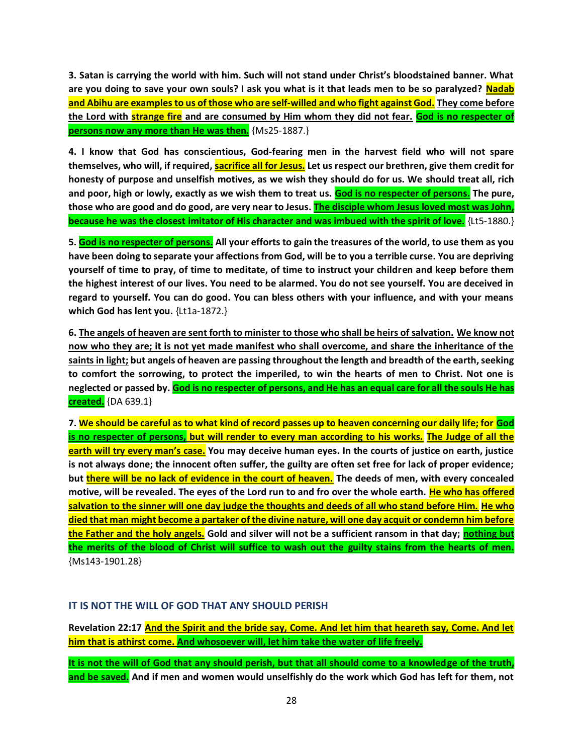**3. Satan is carrying the world with him. Such will not stand under Christ's bloodstained banner. What are you doing to save your own souls? I ask you what is it that leads men to be so paralyzed? Nadab and Abihu are examples to us of those who are self-willed and who fight against God. They come before the Lord with strange fire and are consumed by Him whom they did not fear. God is no respecter of persons now any more than He was then.** {Ms25-1887.}

**4. I know that God has conscientious, God-fearing men in the harvest field who will not spare themselves, who will, if required, sacrifice all for Jesus. Let us respect our brethren, give them credit for honesty of purpose and unselfish motives, as we wish they should do for us. We should treat all, rich and poor, high or lowly, exactly as we wish them to treat us. God is no respecter of persons. The pure, those who are good and do good, are very near to Jesus. The disciple whom Jesus loved most was John, because he was the closest imitator of His character and was imbued with the spirit of love.** {Lt5-1880.}

**5. God is no respecter of persons. All your efforts to gain the treasures of the world, to use them as you have been doing to separate your affections from God, will be to you a terrible curse. You are depriving yourself of time to pray, of time to meditate, of time to instruct your children and keep before them the highest interest of our lives. You need to be alarmed. You do not see yourself. You are deceived in regard to yourself. You can do good. You can bless others with your influence, and with your means which God has lent you.** {Lt1a-1872.}

**6. The angels of heaven are sent forth to minister to those who shall be heirs of salvation. We know not now who they are; it is not yet made manifest who shall overcome, and share the inheritance of the saints in light; but angels of heaven are passing throughout the length and breadth of the earth, seeking to comfort the sorrowing, to protect the imperiled, to win the hearts of men to Christ. Not one is neglected or passed by. God is no respecter of persons, and He has an equal care for all the souls He has created.** {DA 639.1}

**7. We should be careful as to what kind of record passes up to heaven concerning our daily life; for God is no respecter of persons, but will render to every man according to his works. The Judge of all the earth will try every man's case. You may deceive human eyes. In the courts of justice on earth, justice is not always done; the innocent often suffer, the guilty are often set free for lack of proper evidence; but there will be no lack of evidence in the court of heaven. The deeds of men, with every concealed motive, will be revealed. The eyes of the Lord run to and fro over the whole earth. He who has offered salvation to the sinner will one day judge the thoughts and deeds of all who stand before Him. He who died that man might become a partaker of the divine nature, will one day acquit or condemn him before the Father and the holy angels. Gold and silver will not be a sufficient ransom in that day; nothing but the merits of the blood of Christ will suffice to wash out the guilty stains from the hearts of men.** {Ms143-1901.28}

### IT IS NOT THE WILL OF GOD THAT ANY SHOULD PERISH

**Revelation 22:17 And the Spirit and the bride say, Come. And let him that heareth say, Come. And let him that is athirst come. And whosoever will, let him take the water of life freely.**

**It is not the will of God that any should perish, but that all should come to a knowledge of the truth, and be saved. And if men and women would unselfishly do the work which God has left for them, not**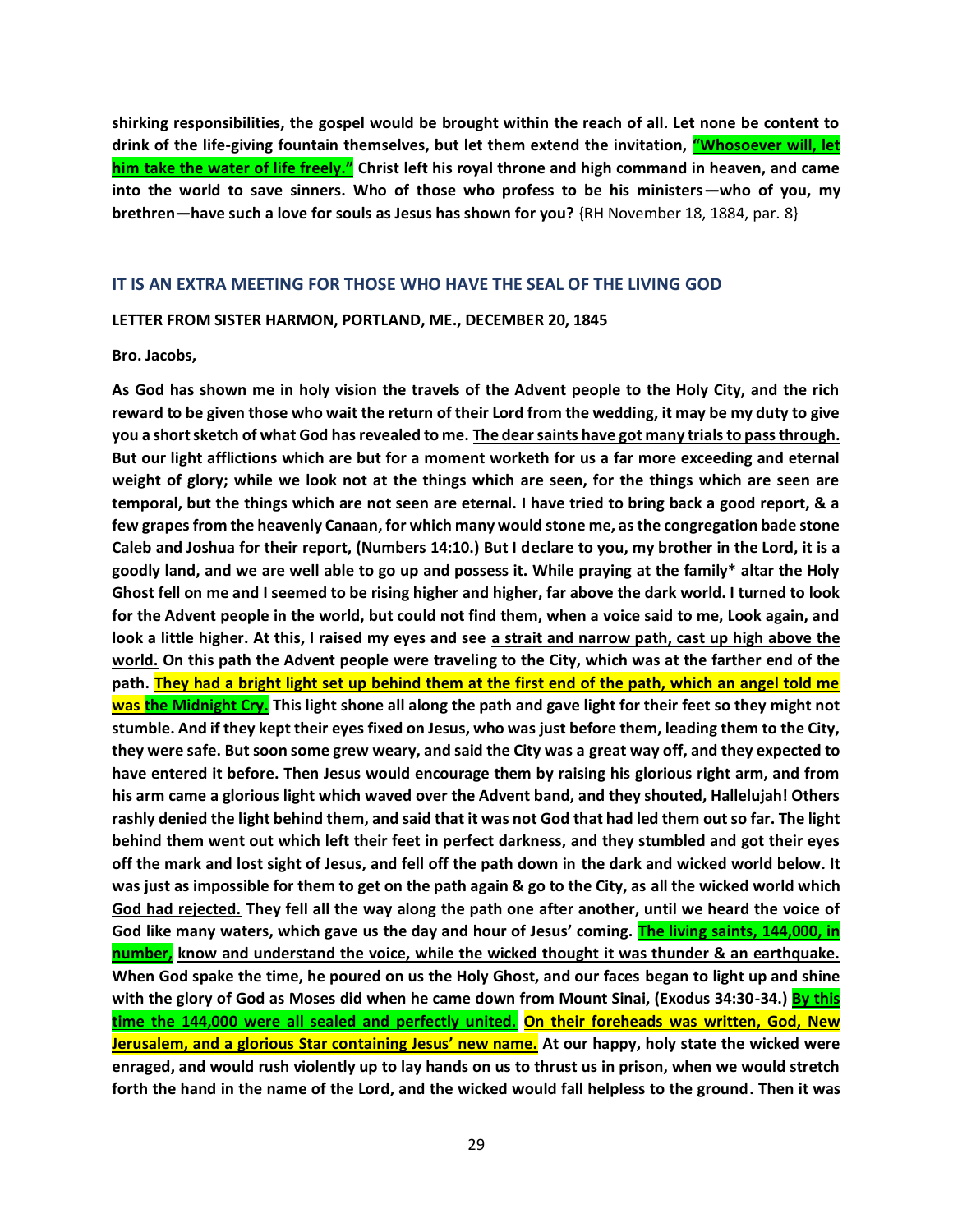**shirking responsibilities, the gospel would be brought within the reach of all. Let none be content to drink of the life-giving fountain themselves, but let them extend the invitation, <u>"Whosoever will, let him take the water of life freely."</u> Christ left his royal throne and high command in heaven, and came into the world to save sinners. Who of those who profess to be his ministers—who of you, my brethren—have such a love for souls as Jesus has shown for you?** {RH November 18, 1884, par. 8}

## IT IS AN EXTRA MEETING FOR THOSE WHO HAVE THE SEAL OF THE LIVING GOD

**LETTER FROM SISTER HARMON, PORTLAND, ME., DECEMBER 20, 1845**

**Bro. Jacobs,**

**As God has shown me in holy vision the travels of the Advent people to the Holy City, and the rich reward to be given those who wait the return of their Lord from the wedding, it may be my duty to give you a short sketch of what God has revealed to me. <u>The dear saints have got many trials to pass through.</u> But our light afflictions which are but for a moment worketh for us a far more exceeding and eternal weight of glory; while we look not at the things which are seen, for the things which are seen are temporal, but the things which are not seen are eternal. I have tried to bring back a good report, & a few grapes from the heavenly Canaan, for which many would stone me, as the congregation bade stone Caleb and Joshua for their report, (Numbers 14:10.) But I declare to you, my brother in the Lord, it is a goodly land, and we are well able to go up and possess it. While praying at the family* altar the Holy Ghost fell on me and I seemed to be rising higher and higher, far above the dark world. I turned to look for the Advent people in the world, but could not find them, when a voice said to me, Look again, and look a little higher. At this, I raised my eyes and see <u>a strait and narrow path, cast up high above the world.</u> On this path the Advent people were traveling to the City, which was at the farther end of the path. <u>They had a bright light set up behind them at the first end of the path, which an angel told me was the Midnight Cry.</u> This light shone all along the path and gave light for their feet so they might not stumble. And if they kept their eyes fixed on Jesus, who was just before them, leading them to the City, they were safe. But soon some grew weary, and said the City was a great way off, and they expected to have entered it before. Then Jesus would encourage them by raising his glorious right arm, and from his arm came a glorious light which waved over the Advent band, and they shouted, Hallelujah! Others rashly denied the light behind them, and said that it was not God that had led them out so far. The light behind them went out which left their feet in perfect darkness, and they stumbled and got their eyes off the mark and lost sight of Jesus, and fell off the path down in the dark and wicked world below. It was just as impossible for them to get on the path again & go to the City, as <u>all the wicked world which God had rejected.</u> They fell all the way along the path one after another, until we heard the voice of God like many waters, which gave us the day and hour of Jesus' coming. <u>The living saints, 144,000, in number,</u> <u>know and understand the voice, while the wicked thought it was thunder & an earthquake.</u> When God spake the time, he poured on us the Holy Ghost, and our faces began to light up and shine with the glory of God as Moses did when he came down from Mount Sinai, (Exodus 34:30-34.) <u>By this time the 144,000 were all sealed and perfectly united.</u> <u>On their foreheads was written, God, New Jerusalem, and a glorious Star containing Jesus' new name.</u> At our happy, holy state the wicked were enraged, and would rush violently up to lay hands on us to thrust us in prison, when we would stretch forth the hand in the name of the Lord, and the wicked would fall helpless to the ground. Then it was**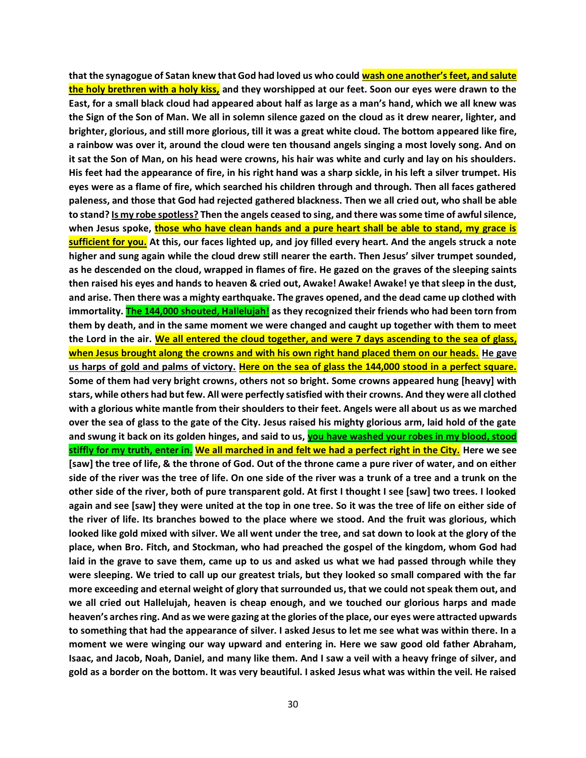**that the synagogue of Satan knew that God had loved us who could <u>wash one another's feet, and salute the holy brethren with a holy kiss,</u> and they worshipped at our feet. Soon our eyes were drawn to the East, for a small black cloud had appeared about half as large as a man's hand, which we all knew was the Sign of the Son of Man. We all in solemn silence gazed on the cloud as it drew nearer, lighter, and brighter, glorious, and still more glorious, till it was a great white cloud. The bottom appeared like fire, a rainbow was over it, around the cloud were ten thousand angels singing a most lovely song. And on it sat the Son of Man, on his head were crowns, his hair was white and curly and lay on his shoulders. His feet had the appearance of fire, in his right hand was a sharp sickle, in his left a silver trumpet. His eyes were as a flame of fire, which searched his children through and through. Then all faces gathered paleness, and those that God had rejected gathered blackness. Then we all cried out, who shall be able to stand? <u>Is my robe spotless?</u> Then the angels ceased to sing, and there was some time of awful silence, when Jesus spoke, <u>those who have clean hands and a pure heart shall be able to stand, my grace is sufficient for you.</u> At this, our faces lighted up, and joy filled every heart. And the angels struck a note higher and sung again while the cloud drew still nearer the earth. Then Jesus' silver trumpet sounded, as he descended on the cloud, wrapped in flames of fire. He gazed on the graves of the sleeping saints then raised his eyes and hands to heaven & cried out, Awake! Awake! Awake! ye that sleep in the dust, and arise. Then there was a mighty earthquake. The graves opened, and the dead came up clothed with immortality. <u>The 144,000 shouted, Hallelujah!</u> as they recognized their friends who had been torn from them by death, and in the same moment we were changed and caught up together with them to meet the Lord in the air. <u>We all entered the cloud together, and were 7 days ascending to the sea of glass, when Jesus brought along the crowns and with his own right hand placed them on our heads.</u> <u>He gave us harps of gold and palms of victory.</u> <u>Here on the sea of glass the 144,000 stood in a perfect square.</u> Some of them had very bright crowns, others not so bright. Some crowns appeared hung [heavy] with stars, while others had but few. All were perfectly satisfied with their crowns. And they were all clothed with a glorious white mantle from their shoulders to their feet. Angels were all about us as we marched over the sea of glass to the gate of the City. Jesus raised his mighty glorious arm, laid hold of the gate and swung it back on its golden hinges, and said to us, <u>you have washed your robes in my blood, stood stiffly for my truth, enter in.</u> <u>We all marched in and felt we had a perfect right in the City.</u> Here we see [saw] the tree of life, & the throne of God. Out of the throne came a pure river of water, and on either side of the river was the tree of life. On one side of the river was a trunk of a tree and a trunk on the other side of the river, both of pure transparent gold. At first I thought I see [saw] two trees. I looked again and see [saw] they were united at the top in one tree. So it was the tree of life on either side of the river of life. Its branches bowed to the place where we stood. And the fruit was glorious, which looked like gold mixed with silver. We all went under the tree, and sat down to look at the glory of the place, when Bro. Fitch, and Stockman, who had preached the gospel of the kingdom, whom God had laid in the grave to save them, came up to us and asked us what we had passed through while they were sleeping. We tried to call up our greatest trials, but they looked so small compared with the far more exceeding and eternal weight of glory that surrounded us, that we could not speak them out, and we all cried out Hallelujah, heaven is cheap enough, and we touched our glorious harps and made heaven's arches ring. And as we were gazing at the glories of the place, our eyes were attracted upwards to something that had the appearance of silver. I asked Jesus to let me see what was within there. In a moment we were winging our way upward and entering in. Here we saw good old father Abraham, Isaac, and Jacob, Noah, Daniel, and many like them. And I saw a veil with a heavy fringe of silver, and gold as a border on the bottom. It was very beautiful. I asked Jesus what was within the veil. He raised**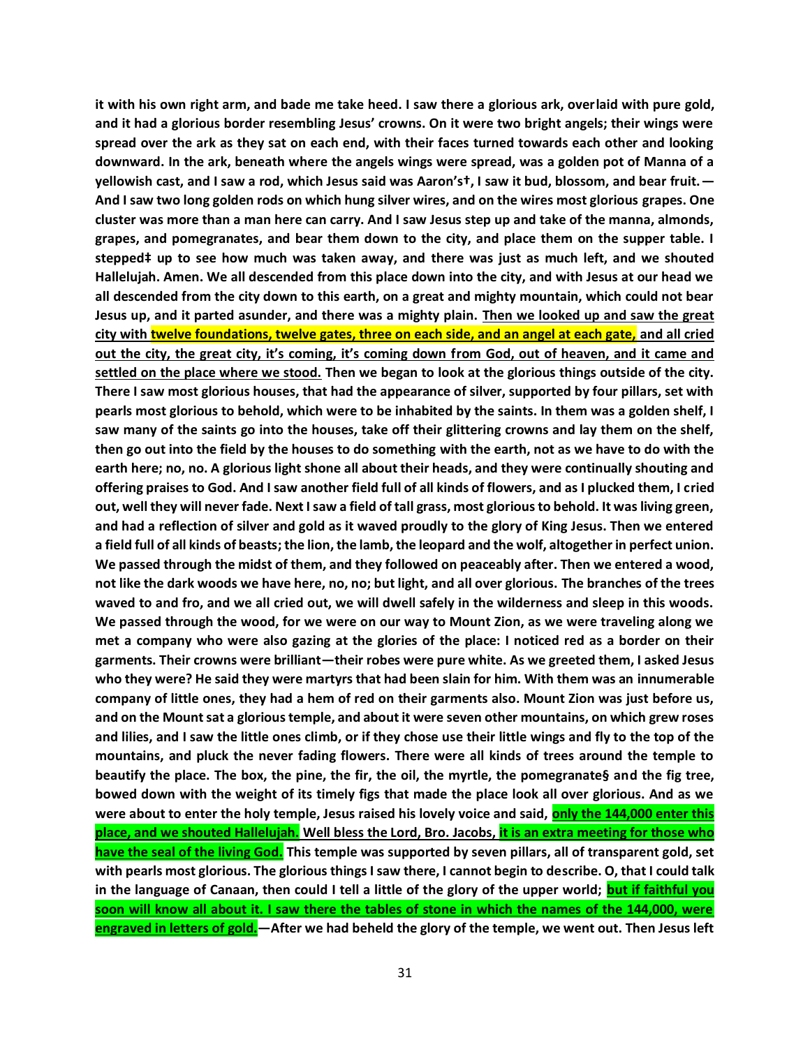**it with his own right arm, and bade me take heed. I saw there a glorious ark, overlaid with pure gold, and it had a glorious border resembling Jesus' crowns. On it were two bright angels; their wings were spread over the ark as they sat on each end, with their faces turned towards each other and looking downward. In the ark, beneath where the angels wings were spread, was a golden pot of Manna of a yellowish cast, and I saw a rod, which Jesus said was Aaron's†, I saw it bud, blossom, and bear fruit.— And I saw two long golden rods on which hung silver wires, and on the wires most glorious grapes. One cluster was more than a man here can carry. And I saw Jesus step up and take of the manna, almonds, grapes, and pomegranates, and bear them down to the city, and place them on the supper table. I stepped‡ up to see how much was taken away, and there was just as much left, and we shouted Hallelujah. Amen. We all descended from this place down into the city, and with Jesus at our head we all descended from the city down to this earth, on a great and mighty mountain, which could not bear Jesus up, and it parted asunder, and there was a mighty plain. <u>Then we looked up and saw the great city with twelve foundations, twelve gates, three on each side, and an angel at each gate, and all cried out the city, the great city, it's coming, it's coming down from God, out of heaven, and it came and settled on the place where we stood.</u> Then we began to look at the glorious things outside of the city. There I saw most glorious houses, that had the appearance of silver, supported by four pillars, set with pearls most glorious to behold, which were to be inhabited by the saints. In them was a golden shelf, I saw many of the saints go into the houses, take off their glittering crowns and lay them on the shelf, then go out into the field by the houses to do something with the earth, not as we have to do with the earth here; no, no. A glorious light shone all about their heads, and they were continually shouting and offering praises to God. And I saw another field full of all kinds of flowers, and as I plucked them, I cried out, well they will never fade. Next I saw a field of tall grass, most glorious to behold. It was living green, and had a reflection of silver and gold as it waved proudly to the glory of King Jesus. Then we entered a field full of all kinds of beasts; the lion, the lamb, the leopard and the wolf, altogether in perfect union. We passed through the midst of them, and they followed on peaceably after. Then we entered a wood, not like the dark woods we have here, no, no; but light, and all over glorious. The branches of the trees waved to and fro, and we all cried out, we will dwell safely in the wilderness and sleep in this woods. We passed through the wood, for we were on our way to Mount Zion, as we were traveling along we met a company who were also gazing at the glories of the place: I noticed red as a border on their garments. Their crowns were brilliant—their robes were pure white. As we greeted them, I asked Jesus who they were? He said they were martyrs that had been slain for him. With them was an innumerable company of little ones, they had a hem of red on their garments also. Mount Zion was just before us, and on the Mount sat a glorious temple, and about it were seven other mountains, on which grew roses and lilies, and I saw the little ones climb, or if they chose use their little wings and fly to the top of the mountains, and pluck the never fading flowers. There were all kinds of trees around the temple to beautify the place. The box, the pine, the fir, the oil, the myrtle, the pomegranate§ and the fig tree, bowed down with the weight of its timely figs that made the place look all over glorious. And as we were about to enter the holy temple, Jesus raised his lovely voice and said, <u>only the 144,000 enter this place, and we shouted Hallelujah.</u> <u>Well bless the Lord, Bro. Jacobs, it is an extra meeting for those who have the seal of the living God.</u> This temple was supported by seven pillars, all of transparent gold, set with pearls most glorious. The glorious things I saw there, I cannot begin to describe. O, that I could talk in the language of Canaan, then could I tell a little of the glory of the upper world; <u>but if faithful you soon will know all about it. I saw there the tables of stone in which the names of the 144,000, were engraved in letters of gold.</u>—After we had beheld the glory of the temple, we went out. Then Jesus left**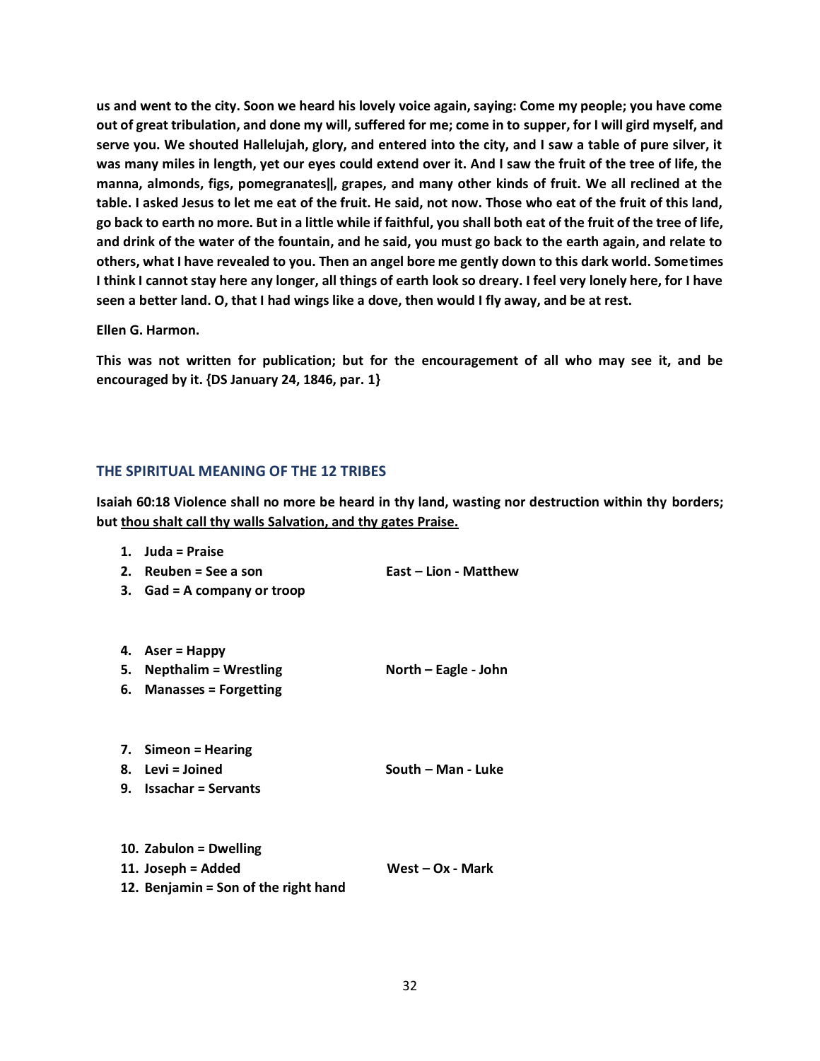**us and went to the city. Soon we heard his lovely voice again, saying: Come my people; you have come out of great tribulation, and done my will, suffered for me; come in to supper, for I will gird myself, and serve you. We shouted Hallelujah, glory, and entered into the city, and I saw a table of pure silver, it was many miles in length, yet our eyes could extend over it. And I saw the fruit of the tree of life, the manna, almonds, figs, pomegranates‖, grapes, and many other kinds of fruit. We all reclined at the table. I asked Jesus to let me eat of the fruit. He said, not now. Those who eat of the fruit of this land, go back to earth no more. But in a little while if faithful, you shall both eat of the fruit of the tree of life, and drink of the water of the fountain, and he said, you must go back to the earth again, and relate to others, what I have revealed to you. Then an angel bore me gently down to this dark world. Sometimes I think I cannot stay here any longer, all things of earth look so dreary. I feel very lonely here, for I have seen a better land. O, that I had wings like a dove, then would I fly away, and be at rest.**

**Ellen G. Harmon.**

**This was not written for publication; but for the encouragement of all who may see it, and be encouraged by it. {DS January 24, 1846, par. 1}**

## THE SPIRITUAL MEANING OF THE 12 TRIBES

**Isaiah 60:18 Violence shall no more be heard in thy land, wasting nor destruction within thy borders; but <u>thou shalt call thy walls Salvation, and thy gates Praise.</u>**

1. **Juda = Praise**
2. **Reuben = See a son** — **East – Lion - Matthew**
3. **Gad = A company or troop**

4. **Aser = Happy**
5. **Nepthalim = Wrestling** — **North – Eagle - John**
6. **Manasses = Forgetting**

7. **Simeon = Hearing**
8. **Levi = Joined** — **South – Man - Luke**
9. **Issachar = Servants**

10. **Zabulon = Dwelling**
11. **Joseph = Added** — **West – Ox - Mark**
12. **Benjamin = Son of the right hand**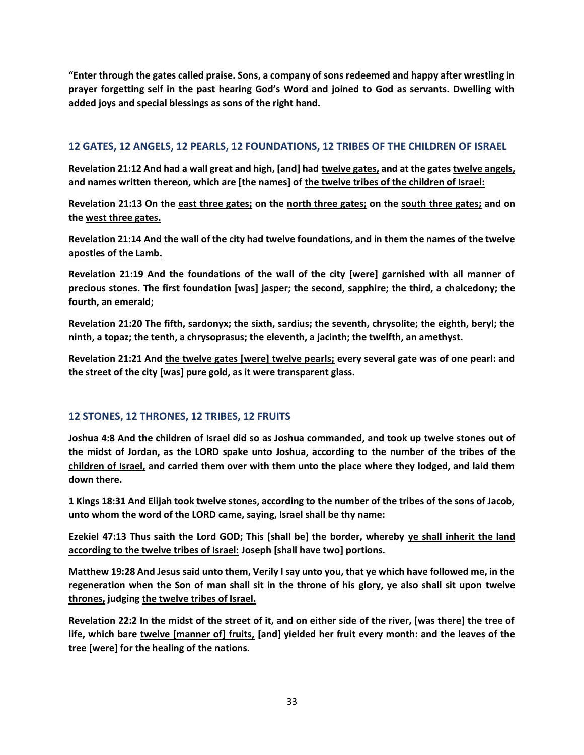**"Enter through the gates called praise. Sons, a company of sons redeemed and happy after wrestling in prayer forgetting self in the past hearing God's Word and joined to God as servants. Dwelling with added joys and special blessings as sons of the right hand.**

## 12 GATES, 12 ANGELS, 12 PEARLS, 12 FOUNDATIONS, 12 TRIBES OF THE CHILDREN OF ISRAEL

**Revelation 21:12 And had a wall great and high, [and] had <u>twelve gates,</u> and at the gates <u>twelve angels,</u> and names written thereon, which are [the names] of <u>the twelve tribes of the children of Israel:</u>**

**Revelation 21:13 On the <u>east three gates;</u> on the <u>north three gates;</u> on the <u>south three gates;</u> and on the <u>west three gates.</u>**

**Revelation 21:14 And <u>the wall of the city had twelve foundations, and in them the names of the twelve apostles of the Lamb.</u>**

**Revelation 21:19 And the foundations of the wall of the city [were] garnished with all manner of precious stones. The first foundation [was] jasper; the second, sapphire; the third, a chalcedony; the fourth, an emerald;**

**Revelation 21:20 The fifth, sardonyx; the sixth, sardius; the seventh, chrysolite; the eighth, beryl; the ninth, a topaz; the tenth, a chrysoprasus; the eleventh, a jacinth; the twelfth, an amethyst.**

**Revelation 21:21 And <u>the twelve gates [were] twelve pearls;</u> every several gate was of one pearl: and the street of the city [was] pure gold, as it were transparent glass.**

## 12 STONES, 12 THRONES, 12 TRIBES, 12 FRUITS

**Joshua 4:8 And the children of Israel did so as Joshua commanded, and took up <u>twelve stones</u> out of the midst of Jordan, as the LORD spake unto Joshua, according to <u>the number of the tribes of the children of Israel,</u> and carried them over with them unto the place where they lodged, and laid them down there.**

**1 Kings 18:31 And Elijah took <u>twelve stones, according to the number of the tribes of the sons of Jacob,</u> unto whom the word of the LORD came, saying, Israel shall be thy name:**

**Ezekiel 47:13 Thus saith the Lord GOD; This [shall be] the border, whereby <u>ye shall inherit the land according to the twelve tribes of Israel:</u> Joseph [shall have two] portions.**

**Matthew 19:28 And Jesus said unto them, Verily I say unto you, that ye which have followed me, in the regeneration when the Son of man shall sit in the throne of his glory, ye also shall sit upon <u>twelve thrones,</u> judging <u>the twelve tribes of Israel.</u>**

**Revelation 22:2 In the midst of the street of it, and on either side of the river, [was there] the tree of life, which bare <u>twelve [manner of] fruits,</u> [and] yielded her fruit every month: and the leaves of the tree [were] for the healing of the nations.**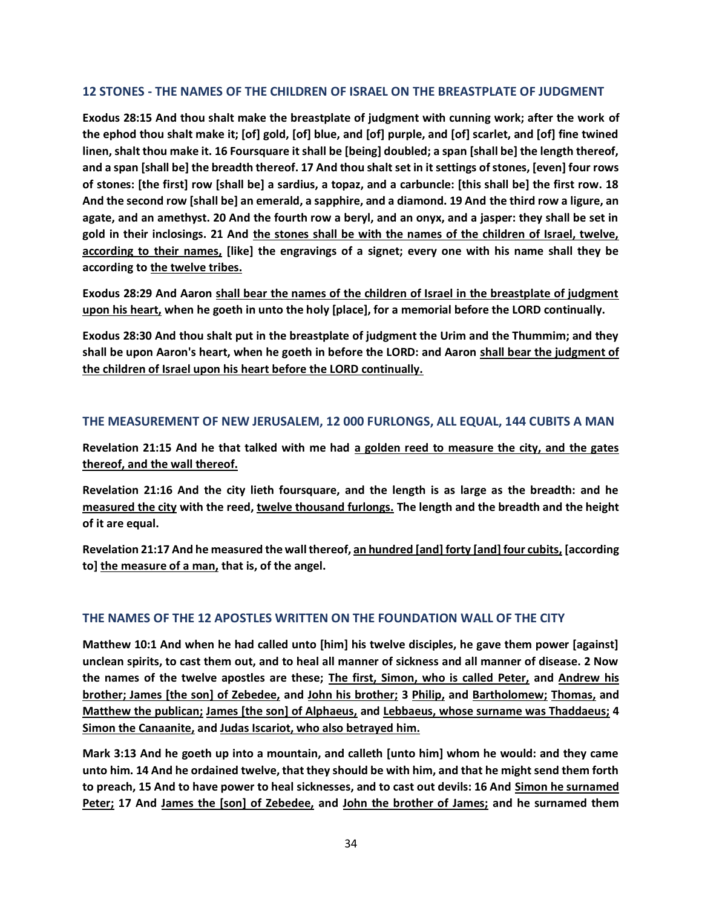## 12 STONES - THE NAMES OF THE CHILDREN OF ISRAEL ON THE BREASTPLATE OF JUDGMENT

**Exodus 28:15 And thou shalt make the breastplate of judgment with cunning work; after the work of the ephod thou shalt make it; [of] gold, [of] blue, and [of] purple, and [of] scarlet, and [of] fine twined linen, shalt thou make it. 16 Foursquare it shall be [being] doubled; a span [shall be] the length thereof, and a span [shall be] the breadth thereof. 17 And thou shalt set in it settings of stones, [even] four rows of stones: [the first] row [shall be] a sardius, a topaz, and a carbuncle: [this shall be] the first row. 18 And the second row [shall be] an emerald, a sapphire, and a diamond. 19 And the third row a ligure, an agate, and an amethyst. 20 And the fourth row a beryl, and an onyx, and a jasper: they shall be set in gold in their inclosings. 21 And <u>the stones shall be with the names of the children of Israel, twelve, according to their names,</u> [like] the engravings of a signet; every one with his name shall they be according to <u>the twelve tribes.</u>**

**Exodus 28:29 And Aaron <u>shall bear the names of the children of Israel in the breastplate of judgment upon his heart,</u> when he goeth in unto the holy [place], for a memorial before the LORD continually.**

**Exodus 28:30 And thou shalt put in the breastplate of judgment the Urim and the Thummim; and they shall be upon Aaron's heart, when he goeth in before the LORD: and Aaron <u>shall bear the judgment of the children of Israel upon his heart before the LORD continually.</u>**

## THE MEASUREMENT OF NEW JERUSALEM, 12 000 FURLONGS, ALL EQUAL, 144 CUBITS A MAN

**Revelation 21:15 And he that talked with me had <u>a golden reed to measure the city, and the gates thereof, and the wall thereof.</u>**

**Revelation 21:16 And the city lieth foursquare, and the length is as large as the breadth: and he <u>measured the city</u> with the reed, <u>twelve thousand furlongs.</u> The length and the breadth and the height of it are equal.**

**Revelation 21:17 And he measured the wall thereof, <u>an hundred [and] forty [and] four cubits,</u> [according to] <u>the measure of a man,</u> that is, of the angel.**

## THE NAMES OF THE 12 APOSTLES WRITTEN ON THE FOUNDATION WALL OF THE CITY

**Matthew 10:1 And when he had called unto [him] his twelve disciples, he gave them power [against] unclean spirits, to cast them out, and to heal all manner of sickness and all manner of disease. 2 Now the names of the twelve apostles are these; <u>The first, Simon, who is called Peter,</u> and <u>Andrew his brother; James [the son] of Zebedee,</u> and <u>John his brother;</u> 3 <u>Philip,</u> and <u>Bartholomew;</u> <u>Thomas,</u> and <u>Matthew the publican;</u> <u>James [the son] of Alphaeus,</u> and <u>Lebbaeus, whose surname was Thaddaeus;</u> 4 <u>Simon the Canaanite,</u> and <u>Judas Iscariot, who also betrayed him.</u>**

**Mark 3:13 And he goeth up into a mountain, and calleth [unto him] whom he would: and they came unto him. 14 And he ordained twelve, that they should be with him, and that he might send them forth to preach, 15 And to have power to heal sicknesses, and to cast out devils: 16 And <u>Simon he surnamed Peter;</u> 17 And <u>James the [son] of Zebedee,</u> and <u>John the brother of James;</u> and he surnamed them**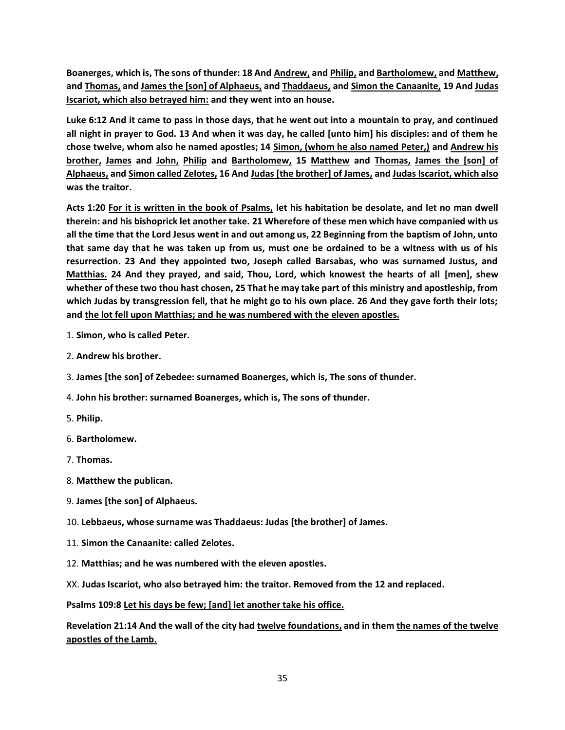**Boanerges, which is, The sons of thunder: 18 And <u>Andrew,</u> and <u>Philip,</u> and <u>Bartholomew,</u> and <u>Matthew,</u> and <u>Thomas,</u> and <u>James the [son] of Alphaeus,</u> and <u>Thaddaeus,</u> and <u>Simon the Canaanite,</u> 19 And <u>Judas Iscariot, which also betrayed him:</u> and they went into an house.**

**Luke 6:12 And it came to pass in those days, that he went out into a mountain to pray, and continued all night in prayer to God. 13 And when it was day, he called [unto him] his disciples: and of them he chose twelve, whom also he named apostles; 14 <u>Simon, (whom he also named Peter,)</u> and <u>Andrew his brother,</u> <u>James</u> and <u>John,</u> <u>Philip</u> and <u>Bartholomew,</u> 15 <u>Matthew</u> and <u>Thomas,</u> <u>James the [son] of Alphaeus,</u> and <u>Simon called Zelotes,</u> 16 And <u>Judas [the brother] of James,</u> and <u>Judas Iscariot, which also was the traitor.</u>**

**Acts 1:20 <u>For it is written in the book of Psalms,</u> let his habitation be desolate, and let no man dwell therein: and <u>his bishoprick let another take.</u> 21 Wherefore of these men which have companied with us all the time that the Lord Jesus went in and out among us, 22 Beginning from the baptism of John, unto that same day that he was taken up from us, must one be ordained to be a witness with us of his resurrection. 23 And they appointed two, Joseph called Barsabas, who was surnamed Justus, and <u>Matthias.</u> 24 And they prayed, and said, Thou, Lord, which knowest the hearts of all [men], shew whether of these two thou hast chosen, 25 That he may take part of this ministry and apostleship, from which Judas by transgression fell, that he might go to his own place. 26 And they gave forth their lots; and <u>the lot fell upon Matthias; and he was numbered with the eleven apostles.</u>**

1. **Simon, who is called Peter.**
2. **Andrew his brother.**
3. **James [the son] of Zebedee: surnamed Boanerges, which is, The sons of thunder.**
4. **John his brother: surnamed Boanerges, which is, The sons of thunder.**
5. **Philip.**
6. **Bartholomew.**
7. **Thomas.**
8. **Matthew the publican.**
9. **James [the son] of Alphaeus.**
10. **Lebbaeus, whose surname was Thaddaeus: Judas [the brother] of James.**
11. **Simon the Canaanite: called Zelotes.**
12. **Matthias; and he was numbered with the eleven apostles.**

XX. **Judas Iscariot, who also betrayed him: the traitor. Removed from the 12 and replaced.**

**Psalms 109:8 <u>Let his days be few; [and] let another take his office.</u>**

**Revelation 21:14 And the wall of the city had <u>twelve foundations,</u> and in them <u>the names of the twelve apostles of the Lamb.</u>**